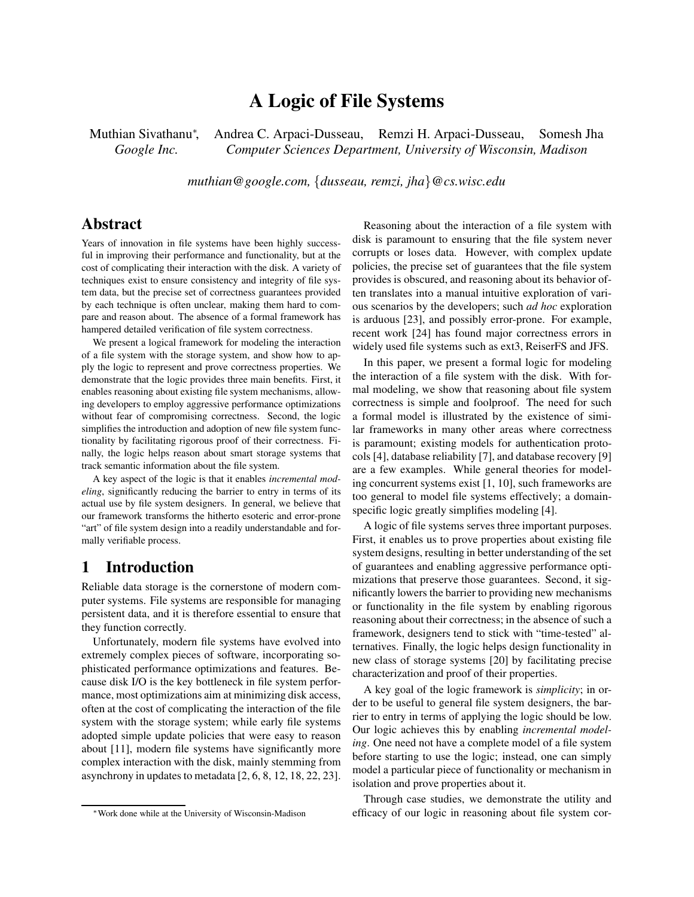# A Logic of File Systems

Muthian Sivathanu*, Andrea C. Arpaci-Dusseau, Remzi H. Arpaci-Dusseau, Somesh Jha
*Google Inc.* *Computer Sciences Department, University of Wisconsin, Madison*

*muthian@google.com, {dusseau, remzi, jha}@cs.wisc.edu*

## Abstract

Years of innovation in file systems have been highly successful in improving their performance and functionality, but at the cost of complicating their interaction with the disk. A variety of techniques exist to ensure consistency and integrity of file system data, but the precise set of correctness guarantees provided by each technique is often unclear, making them hard to compare and reason about. The absence of a formal framework has hampered detailed verification of file system correctness.

We present a logical framework for modeling the interaction of a file system with the storage system, and show how to apply the logic to represent and prove correctness properties. We demonstrate that the logic provides three main benefits. First, it enables reasoning about existing file system mechanisms, allowing developers to employ aggressive performance optimizations without fear of compromising correctness. Second, the logic simplifies the introduction and adoption of new file system functionality by facilitating rigorous proof of their correctness. Finally, the logic helps reason about smart storage systems that track semantic information about the file system.

A key aspect of the logic is that it enables *incremental modeling*, significantly reducing the barrier to entry in terms of its actual use by file system designers. In general, we believe that our framework transforms the hitherto esoteric and error-prone "art" of file system design into a readily understandable and formally verifiable process.

## 1 Introduction

Reliable data storage is the cornerstone of modern computer systems. File systems are responsible for managing persistent data, and it is therefore essential to ensure that they function correctly.

Unfortunately, modern file systems have evolved into extremely complex pieces of software, incorporating sophisticated performance optimizations and features. Because disk I/O is the key bottleneck in file system performance, most optimizations aim at minimizing disk access, often at the cost of complicating the interaction of the file system with the storage system; while early file systems adopted simple update policies that were easy to reason about [11], modern file systems have significantly more complex interaction with the disk, mainly stemming from asynchrony in updates to metadata [2, 6, 8, 12, 18, 22, 23].

Reasoning about the interaction of a file system with disk is paramount to ensuring that the file system never corrupts or loses data. However, with complex update policies, the precise set of guarantees that the file system provides is obscured, and reasoning about its behavior often translates into a manual intuitive exploration of various scenarios by the developers; such *ad hoc* exploration is arduous [23], and possibly error-prone. For example, recent work [24] has found major correctness errors in widely used file systems such as ext3, ReiserFS and JFS.

In this paper, we present a formal logic for modeling the interaction of a file system with the disk. With formal modeling, we show that reasoning about file system correctness is simple and foolproof. The need for such a formal model is illustrated by the existence of similar frameworks in many other areas where correctness is paramount; existing models for authentication protocols [4], database reliability [7], and database recovery [9] are a few examples. While general theories for modeling concurrent systems exist [1, 10], such frameworks are too general to model file systems effectively; a domain-specific logic greatly simplifies modeling [4].

A logic of file systems serves three important purposes. First, it enables us to prove properties about existing file system designs, resulting in better understanding of the set of guarantees and enabling aggressive performance optimizations that preserve those guarantees. Second, it significantly lowers the barrier to providing new mechanisms or functionality in the file system by enabling rigorous reasoning about their correctness; in the absence of such a framework, designers tend to stick with "time-tested" alternatives. Finally, the logic helps design functionality in new class of storage systems [20] by facilitating precise characterization and proof of their properties.

A key goal of the logic framework is *simplicity*; in order to be useful to general file system designers, the barrier to entry in terms of applying the logic should be low. Our logic achieves this by enabling *incremental modeling*. One need not have a complete model of a file system before starting to use the logic; instead, one can simply model a particular piece of functionality or mechanism in isolation and prove properties about it.

Through case studies, we demonstrate the utility and efficacy of our logic in reasoning about file system cor-

*Work done while at the University of Wisconsin-Madison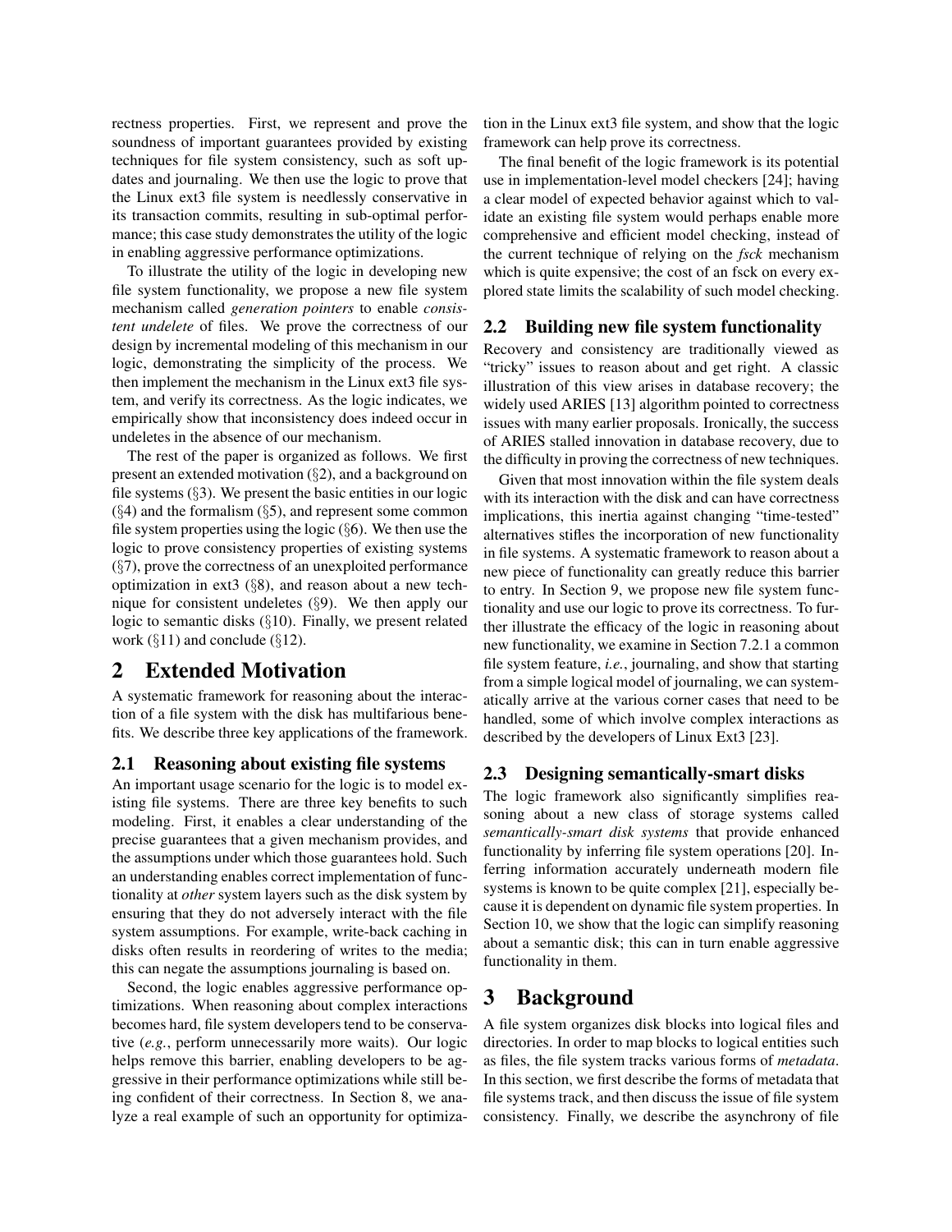rectness properties. First, we represent and prove the soundness of important guarantees provided by existing techniques for file system consistency, such as soft updates and journaling. We then use the logic to prove that the Linux ext3 file system is needlessly conservative in its transaction commits, resulting in sub-optimal performance; this case study demonstrates the utility of the logic in enabling aggressive performance optimizations.

To illustrate the utility of the logic in developing new file system functionality, we propose a new file system mechanism called *generation pointers* to enable *consistent undelete* of files. We prove the correctness of our design by incremental modeling of this mechanism in our logic, demonstrating the simplicity of the process. We then implement the mechanism in the Linux ext3 file system, and verify its correctness. As the logic indicates, we empirically show that inconsistency does indeed occur in undeletes in the absence of our mechanism.

The rest of the paper is organized as follows. We first present an extended motivation (§2), and a background on file systems (§3). We present the basic entities in our logic (§4) and the formalism (§5), and represent some common file system properties using the logic (§6). We then use the logic to prove consistency properties of existing systems (§7), prove the correctness of an unexploited performance optimization in ext3 (§8), and reason about a new technique for consistent undeletes (§9). We then apply our logic to semantic disks (§10). Finally, we present related work (§11) and conclude (§12).

# 2 Extended Motivation

A systematic framework for reasoning about the interaction of a file system with the disk has multifarious benefits. We describe three key applications of the framework.

## 2.1 Reasoning about existing file systems

An important usage scenario for the logic is to model existing file systems. There are three key benefits to such modeling. First, it enables a clear understanding of the precise guarantees that a given mechanism provides, and the assumptions under which those guarantees hold. Such an understanding enables correct implementation of functionality at *other* system layers such as the disk system by ensuring that they do not adversely interact with the file system assumptions. For example, write-back caching in disks often results in reordering of writes to the media; this can negate the assumptions journaling is based on.

Second, the logic enables aggressive performance optimizations. When reasoning about complex interactions becomes hard, file system developers tend to be conservative (*e.g.*, perform unnecessarily more waits). Our logic helps remove this barrier, enabling developers to be aggressive in their performance optimizations while still being confident of their correctness. In Section 8, we analyze a real example of such an opportunity for optimization in the Linux ext3 file system, and show that the logic framework can help prove its correctness.

The final benefit of the logic framework is its potential use in implementation-level model checkers [24]; having a clear model of expected behavior against which to validate an existing file system would perhaps enable more comprehensive and efficient model checking, instead of the current technique of relying on the *fsck* mechanism which is quite expensive; the cost of an fsck on every explored state limits the scalability of such model checking.

## 2.2 Building new file system functionality

Recovery and consistency are traditionally viewed as "tricky" issues to reason about and get right. A classic illustration of this view arises in database recovery; the widely used ARIES [13] algorithm pointed to correctness issues with many earlier proposals. Ironically, the success of ARIES stalled innovation in database recovery, due to the difficulty in proving the correctness of new techniques.

Given that most innovation within the file system deals with its interaction with the disk and can have correctness implications, this inertia against changing "time-tested" alternatives stifles the incorporation of new functionality in file systems. A systematic framework to reason about a new piece of functionality can greatly reduce this barrier to entry. In Section 9, we propose new file system functionality and use our logic to prove its correctness. To further illustrate the efficacy of the logic in reasoning about new functionality, we examine in Section 7.2.1 a common file system feature, *i.e.*, journaling, and show that starting from a simple logical model of journaling, we can systematically arrive at the various corner cases that need to be handled, some of which involve complex interactions as described by the developers of Linux Ext3 [23].

## 2.3 Designing semantically-smart disks

The logic framework also significantly simplifies reasoning about a new class of storage systems called *semantically-smart disk systems* that provide enhanced functionality by inferring file system operations [20]. Inferring information accurately underneath modern file systems is known to be quite complex [21], especially because it is dependent on dynamic file system properties. In Section 10, we show that the logic can simplify reasoning about a semantic disk; this can in turn enable aggressive functionality in them.

# 3 Background

A file system organizes disk blocks into logical files and directories. In order to map blocks to logical entities such as files, the file system tracks various forms of *metadata*. In this section, we first describe the forms of metadata that file systems track, and then discuss the issue of file system consistency. Finally, we describe the asynchrony of file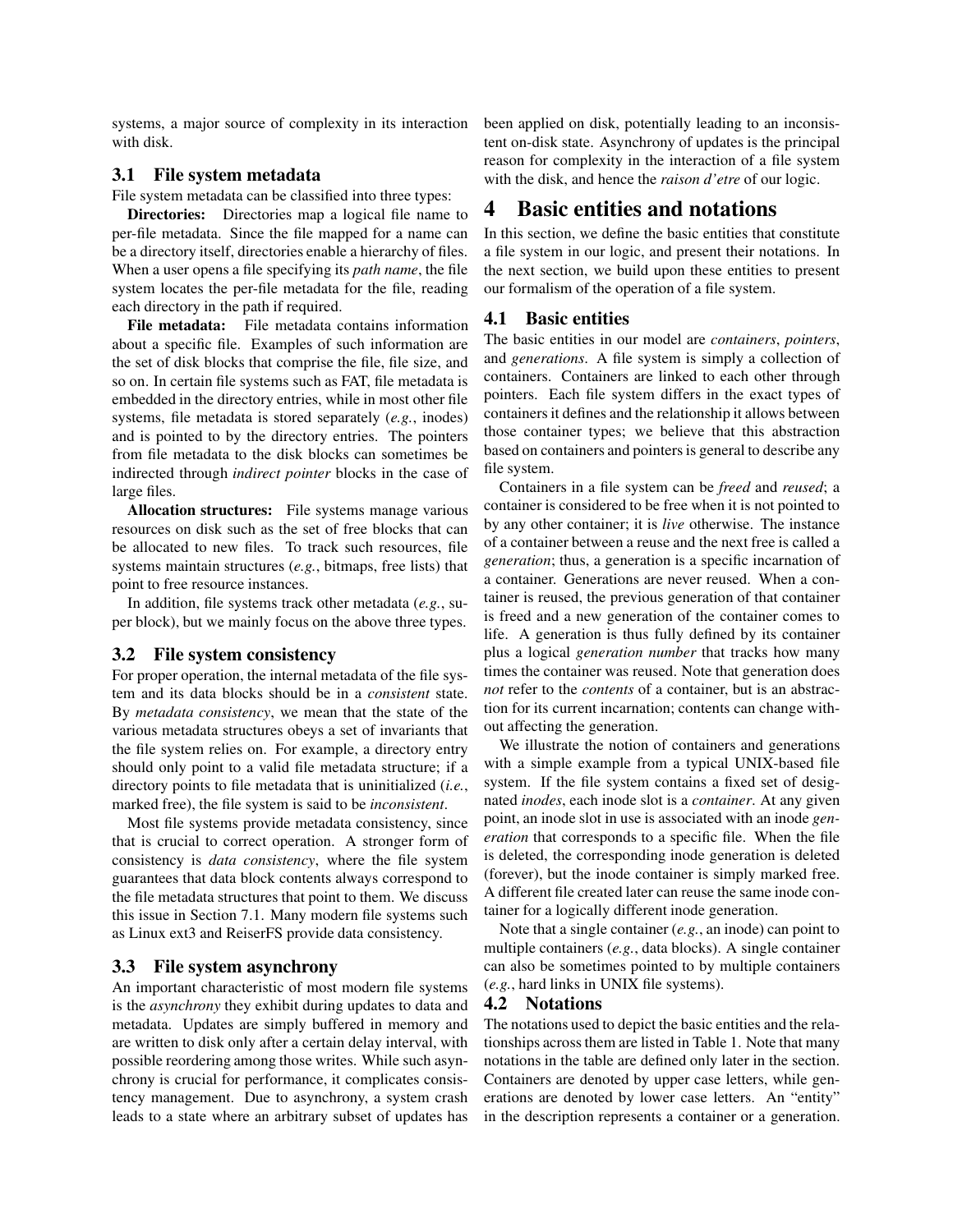systems, a major source of complexity in its interaction with disk.

### 3.1 File system metadata

File system metadata can be classified into three types:

**Directories:** Directories map a logical file name to per-file metadata. Since the file mapped for a name can be a directory itself, directories enable a hierarchy of files. When a user opens a file specifying its *path name*, the file system locates the per-file metadata for the file, reading each directory in the path if required.

**File metadata:** File metadata contains information about a specific file. Examples of such information are the set of disk blocks that comprise the file, file size, and so on. In certain file systems such as FAT, file metadata is embedded in the directory entries, while in most other file systems, file metadata is stored separately (*e.g.*, inodes) and is pointed to by the directory entries. The pointers from file metadata to the disk blocks can sometimes be indirected through *indirect pointer* blocks in the case of large files.

**Allocation structures:** File systems manage various resources on disk such as the set of free blocks that can be allocated to new files. To track such resources, file systems maintain structures (*e.g.*, bitmaps, free lists) that point to free resource instances.

In addition, file systems track other metadata (*e.g.*, super block), but we mainly focus on the above three types.

### 3.2 File system consistency

For proper operation, the internal metadata of the file system and its data blocks should be in a *consistent* state. By *metadata consistency*, we mean that the state of the various metadata structures obeys a set of invariants that the file system relies on. For example, a directory entry should only point to a valid file metadata structure; if a directory points to file metadata that is uninitialized (*i.e.*, marked free), the file system is said to be *inconsistent*.

Most file systems provide metadata consistency, since that is crucial to correct operation. A stronger form of consistency is *data consistency*, where the file system guarantees that data block contents always correspond to the file metadata structures that point to them. We discuss this issue in Section 7.1. Many modern file systems such as Linux ext3 and ReiserFS provide data consistency.

### 3.3 File system asynchrony

An important characteristic of most modern file systems is the *asynchrony* they exhibit during updates to data and metadata. Updates are simply buffered in memory and are written to disk only after a certain delay interval, with possible reordering among those writes. While such asynchrony is crucial for performance, it complicates consistency management. Due to asynchrony, a system crash leads to a state where an arbitrary subset of updates has been applied on disk, potentially leading to an inconsistent on-disk state. Asynchrony of updates is the principal reason for complexity in the interaction of a file system with the disk, and hence the *raison d'etre* of our logic.

## 4 Basic entities and notations

In this section, we define the basic entities that constitute a file system in our logic, and present their notations. In the next section, we build upon these entities to present our formalism of the operation of a file system.

### 4.1 Basic entities

The basic entities in our model are *containers*, *pointers*, and *generations*. A file system is simply a collection of containers. Containers are linked to each other through pointers. Each file system differs in the exact types of containers it defines and the relationship it allows between those container types; we believe that this abstraction based on containers and pointers is general to describe any file system.

Containers in a file system can be *freed* and *reused*; a container is considered to be free when it is not pointed to by any other container; it is *live* otherwise. The instance of a container between a reuse and the next free is called a *generation*; thus, a generation is a specific incarnation of a container. Generations are never reused. When a container is reused, the previous generation of that container is freed and a new generation of the container comes to life. A generation is thus fully defined by its container plus a logical *generation number* that tracks how many times the container was reused. Note that generation does *not* refer to the *contents* of a container, but is an abstraction for its current incarnation; contents can change without affecting the generation.

We illustrate the notion of containers and generations with a simple example from a typical UNIX-based file system. If the file system contains a fixed set of designated *inodes*, each inode slot is a *container*. At any given point, an inode slot in use is associated with an inode *generation* that corresponds to a specific file. When the file is deleted, the corresponding inode generation is deleted (forever), but the inode container is simply marked free. A different file created later can reuse the same inode container for a logically different inode generation.

Note that a single container (*e.g.*, an inode) can point to multiple containers (*e.g.*, data blocks). A single container can also be sometimes pointed to by multiple containers (*e.g.*, hard links in UNIX file systems).

### 4.2 Notations

The notations used to depict the basic entities and the relationships across them are listed in Table 1. Note that many notations in the table are defined only later in the section. Containers are denoted by upper case letters, while generations are denoted by lower case letters. An "entity" in the description represents a container or a generation.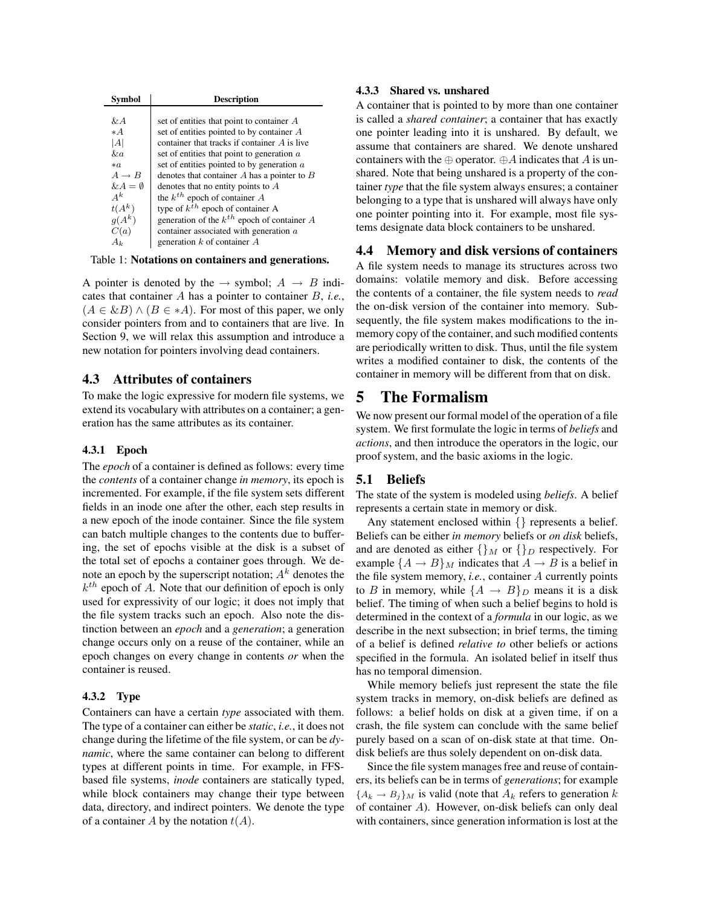| Symbol | Description |
|---|---|
| $\&A$ | set of entities that point to container $A$ |
| $*A$ | set of entities pointed to by container $A$ |
| $\|A\|$ | container that tracks if container $A$ is live |
| $\&a$ | set of entities that point to generation $a$ |
| $*a$ | set of entities pointed to by generation $a$ |
| $A \to B$ | denotes that container $A$ has a pointer to $B$ |
| $\&A = \emptyset$ | denotes that no entity points to $A$ |
| $A^k$ | the $k^{th}$ epoch of container $A$ |
| $t(A^k)$ | type of $k^{th}$ epoch of container A |
| $g(A^k)$ | generation of the $k^{th}$ epoch of container $A$ |
| $C(a)$ | container associated with generation $a$ |
| $A_k$ | generation $k$ of container $A$ |

Table 1: **Notations on containers and generations.**

A pointer is denoted by the $\to$ symbol; $A \to B$ indicates that container $A$ has a pointer to container $B$, *i.e.*, $(A \in \&B) \wedge (B \in *A)$. For most of this paper, we only consider pointers from and to containers that are live. In Section 9, we will relax this assumption and introduce a new notation for pointers involving dead containers.

## 4.3 Attributes of containers

To make the logic expressive for modern file systems, we extend its vocabulary with attributes on a container; a generation has the same attributes as its container.

### 4.3.1 Epoch

The *epoch* of a container is defined as follows: every time the *contents* of a container change *in memory*, its epoch is incremented. For example, if the file system sets different fields in an inode one after the other, each step results in a new epoch of the inode container. Since the file system can batch multiple changes to the contents due to buffering, the set of epochs visible at the disk is a subset of the total set of epochs a container goes through. We denote an epoch by the superscript notation; $A^k$ denotes the $k^{th}$ epoch of $A$. Note that our definition of epoch is only used for expressivity of our logic; it does not imply that the file system tracks such an epoch. Also note the distinction between an *epoch* and a *generation*; a generation change occurs only on a reuse of the container, while an epoch changes on every change in contents *or* when the container is reused.

### 4.3.2 Type

Containers can have a certain *type* associated with them. The type of a container can either be *static*, *i.e.*, it does not change during the lifetime of the file system, or can be *dynamic*, where the same container can belong to different types at different points in time. For example, in FFS-based file systems, *inode* containers are statically typed, while block containers may change their type between data, directory, and indirect pointers. We denote the type of a container $A$ by the notation $t(A)$.

### 4.3.3 Shared vs. unshared

A container that is pointed to by more than one container is called a *shared container*; a container that has exactly one pointer leading into it is unshared. By default, we assume that containers are shared. We denote unshared containers with the $\oplus$ operator. $\oplus A$ indicates that $A$ is unshared. Note that being unshared is a property of the container *type* that the file system always ensures; a container belonging to a type that is unshared will always have only one pointer pointing into it. For example, most file systems designate data block containers to be unshared.

## 4.4 Memory and disk versions of containers

A file system needs to manage its structures across two domains: volatile memory and disk. Before accessing the contents of a container, the file system needs to *read* the on-disk version of the container into memory. Subsequently, the file system makes modifications to the in-memory copy of the container, and such modified contents are periodically written to disk. Thus, until the file system writes a modified container to disk, the contents of the container in memory will be different from that on disk.

# 5 The Formalism

We now present our formal model of the operation of a file system. We first formulate the logic in terms of *beliefs* and *actions*, and then introduce the operators in the logic, our proof system, and the basic axioms in the logic.

## 5.1 Beliefs

The state of the system is modeled using *beliefs*. A belief represents a certain state in memory or disk.

Any statement enclosed within $\{\}$ represents a belief. Beliefs can be either *in memory* beliefs or *on disk* beliefs, and are denoted as either $\{\}_M$ or $\{\}_D$ respectively. For example $\{A \to B\}_M$ indicates that $A \to B$ is a belief in the file system memory, *i.e.*, container $A$ currently points to $B$ in memory, while $\{A \to B\}_D$ means it is a disk belief. The timing of when such a belief begins to hold is determined in the context of a *formula* in our logic, as we describe in the next subsection; in brief terms, the timing of a belief is defined *relative to* other beliefs or actions specified in the formula. An isolated belief in itself thus has no temporal dimension.

While memory beliefs just represent the state the file system tracks in memory, on-disk beliefs are defined as follows: a belief holds on disk at a given time, if on a crash, the file system can conclude with the same belief purely based on a scan of on-disk state at that time. On-disk beliefs are thus solely dependent on on-disk data.

Since the file system manages free and reuse of containers, its beliefs can be in terms of *generations*; for example $\{A_k \to B_j\}_M$ is valid (note that $A_k$ refers to generation $k$ of container $A$). However, on-disk beliefs can only deal with containers, since generation information is lost at the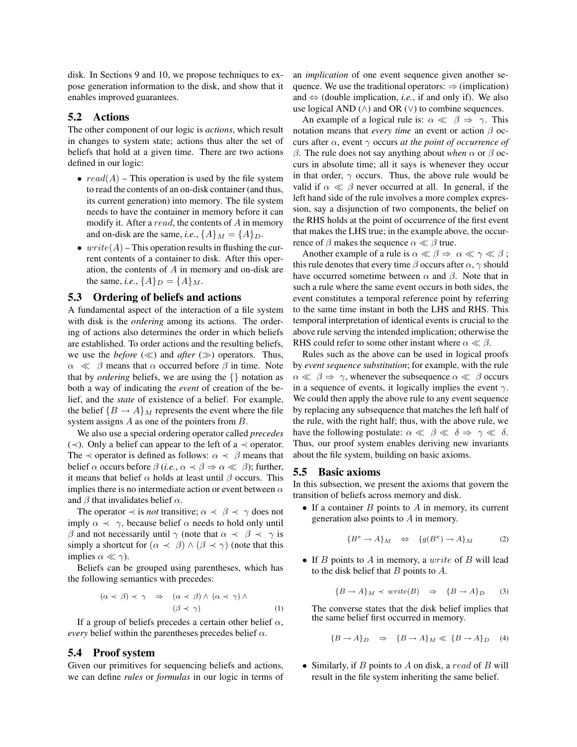disk. In Sections 9 and 10, we propose techniques to expose generation information to the disk, and show that it enables improved guarantees.

## 5.2 Actions

The other component of our logic is *actions*, which result in changes to system state; actions thus alter the set of beliefs that hold at a given time. There are two actions defined in our logic:

- $read(A)$ – This operation is used by the file system to read the contents of an on-disk container (and thus, its current generation) into memory. The file system needs to have the container in memory before it can modify it. After a $read$, the contents of $A$ in memory and on-disk are the same, *i.e.*, $\{A\}_M = \{A\}_D$.
- $write(A)$ – This operation results in flushing the current contents of a container to disk. After this operation, the contents of $A$ in memory and on-disk are the same, *i.e.*, $\{A\}_D = \{A\}_M$.

## 5.3 Ordering of beliefs and actions

A fundamental aspect of the interaction of a file system with disk is the *ordering* among its actions. The ordering of actions also determines the order in which beliefs are established. To order actions and the resulting beliefs, we use the *before* ($\ll$) and *after* ($\gg$) operators. Thus, $\alpha \ll \beta$ means that $\alpha$ occurred before $\beta$ in time. Note that by *ordering* beliefs, we are using the $\{\}$ notation as both a way of indicating the *event* of creation of the belief, and the *state* of existence of a belief. For example, the belief $\{B \rightarrow A\}_M$ represents the event where the file system assigns $A$ as one of the pointers from $B$.

We also use a special ordering operator called *precedes* ($\prec$). Only a belief can appear to the left of a $\prec$ operator. The $\prec$ operator is defined as follows: $\alpha \prec \beta$ means that belief $\alpha$ occurs before $\beta$ (*i.e.*, $\alpha \prec \beta \Rightarrow \alpha \ll \beta$); further, it means that belief $\alpha$ holds at least until $\beta$ occurs. This implies there is no intermediate action or event between $\alpha$ and $\beta$ that invalidates belief $\alpha$.

The operator $\prec$ is *not* transitive; $\alpha \prec \beta \prec \gamma$ does not imply $\alpha \prec \gamma$, because belief $\alpha$ needs to hold only until $\beta$ and not necessarily until $\gamma$ (note that $\alpha \prec \beta \prec \gamma$ is simply a shortcut for $(\alpha \prec \beta) \wedge (\beta \prec \gamma)$ (note that this implies $\alpha \ll \gamma$).

Beliefs can be grouped using parentheses, which has the following semantics with precedes:

$$(\alpha \prec \beta) \prec \gamma \quad \Rightarrow \quad (\alpha \prec \beta) \wedge (\alpha \prec \gamma) \wedge (\beta \prec \gamma) \tag{1}$$

If a group of beliefs precedes a certain other belief $\alpha$, *every* belief within the parentheses precedes belief $\alpha$.

## 5.4 Proof system

Given our primitives for sequencing beliefs and actions, we can define *rules* or *formulas* in our logic in terms of an *implication* of one event sequence given another sequence. We use the traditional operators: $\Rightarrow$ (implication) and $\Leftrightarrow$ (double implication, *i.e.*, if and only if). We also use logical AND ($\wedge$) and OR ($\vee$) to combine sequences.

An example of a logical rule is: $\alpha \ll \beta \Rightarrow \gamma$. This notation means that *every time* an event or action $\beta$ occurs after $\alpha$, event $\gamma$ occurs *at the point of occurrence of* $\beta$. The rule does not say anything about *when* $\alpha$ or $\beta$ occurs in absolute time; all it says is whenever they occur in that order, $\gamma$ occurs. Thus, the above rule would be valid if $\alpha \ll \beta$ never occurred at all. In general, if the left hand side of the rule involves a more complex expression, say a disjunction of two components, the belief on the RHS holds at the point of occurrence of the first event that makes the LHS true; in the example above, the occurrence of $\beta$ makes the sequence $\alpha \ll \beta$ true.

Another example of a rule is $\alpha \ll \beta \Rightarrow \alpha \ll \gamma \ll \beta$ ; this rule denotes that every time $\beta$ occurs after $\alpha$, $\gamma$ should have occurred sometime between $\alpha$ and $\beta$. Note that in such a rule where the same event occurs in both sides, the event constitutes a temporal reference point by referring to the same time instant in both the LHS and RHS. This temporal interpretation of identical events is crucial to the above rule serving the intended implication; otherwise the RHS could refer to some other instant where $\alpha \ll \beta$.

Rules such as the above can be used in logical proofs by *event sequence substitution*; for example, with the rule $\alpha \ll \beta \Rightarrow \gamma$, whenever the subsequence $\alpha \ll \beta$ occurs in a sequence of events, it logically implies the event $\gamma$. We could then apply the above rule to any event sequence by replacing any subsequence that matches the left half of the rule, with the right half; thus, with the above rule, we have the following postulate: $\alpha \ll \beta \ll \delta \Rightarrow \gamma \ll \delta$. Thus, our proof system enables deriving new invariants about the file system, building on basic axioms.

## 5.5 Basic axioms

In this subsection, we present the axioms that govern the transition of beliefs across memory and disk.

- If a container $B$ points to $A$ in memory, its current generation also points to $A$ in memory.

$$\{B^x \rightarrow A\}_M \quad \Leftrightarrow \quad \{g(B^x) \rightarrow A\}_M \tag{2}$$

- If $B$ points to $A$ in memory, a $write$ of $B$ will lead to the disk belief that $B$ points to $A$.

$$\{B \rightarrow A\}_M \prec write(B) \quad \Rightarrow \quad \{B \rightarrow A\}_D \tag{3}$$

  The converse states that the disk belief implies that the same belief first occurred in memory.

$$\{B \rightarrow A\}_D \quad \Rightarrow \quad \{B \rightarrow A\}_M \ll \{B \rightarrow A\}_D \tag{4}$$

- Similarly, if $B$ points to $A$ on disk, a $read$ of $B$ will result in the file system inheriting the same belief.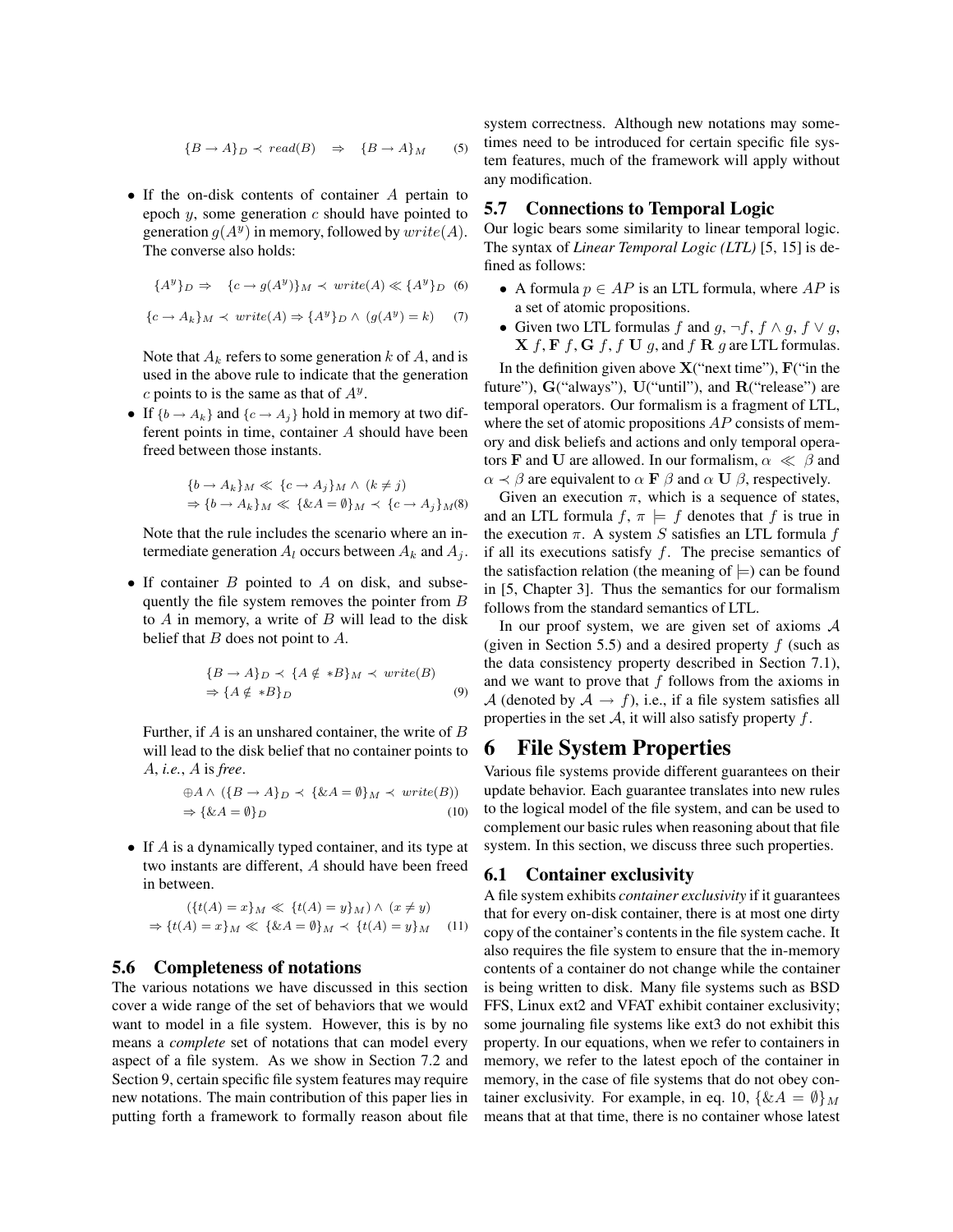$$\{B \rightarrow A\}_D \prec read(B) \quad \Rightarrow \quad \{B \rightarrow A\}_M \qquad (5)$$

- If the on-disk contents of container $A$ pertain to epoch $y$, some generation $c$ should have pointed to generation $g(A^y)$ in memory, followed by $write(A)$. The converse also holds:

$$\{A^y\}_D \Rightarrow \quad \{c \rightarrow g(A^y)\}_M \prec write(A) \ll \{A^y\}_D \quad (6)$$

$$\{c \rightarrow A_k\}_M \prec write(A) \Rightarrow \{A^y\}_D \wedge (g(A^y) = k) \qquad (7)$$

  Note that $A_k$ refers to some generation $k$ of $A$, and is used in the above rule to indicate that the generation $c$ points to is the same as that of $A^y$.

- If $\{b \rightarrow A_k\}$ and $\{c \rightarrow A_j\}$ hold in memory at two different points in time, container $A$ should have been freed between those instants.

$$\{b \rightarrow A_k\}_M \ll \{c \rightarrow A_j\}_M \wedge (k \neq j)$$
$$\Rightarrow \{b \rightarrow A_k\}_M \ll \{\&A = \emptyset\}_M \prec \{c \rightarrow A_j\}_M (8)$$

  Note that the rule includes the scenario where an intermediate generation $A_l$ occurs between $A_k$ and $A_j$.

- If container $B$ pointed to $A$ on disk, and subsequently the file system removes the pointer from $B$ to $A$ in memory, a write of $B$ will lead to the disk belief that $B$ does not point to $A$.

$$\{B \rightarrow A\}_D \prec \{A \notin *B\}_M \prec write(B)$$
$$\Rightarrow \{A \notin *B\}_D \qquad (9)$$

  Further, if $A$ is an unshared container, the write of $B$ will lead to the disk belief that no container points to $A$, *i.e.*, $A$ is *free*.

$$\oplus A \wedge (\{B \rightarrow A\}_D \prec \{\&A = \emptyset\}_M \prec write(B))$$
$$\Rightarrow \{\&A = \emptyset\}_D \qquad (10)$$

- If $A$ is a dynamically typed container, and its type at two instants are different, $A$ should have been freed in between.

$$(\{t(A) = x\}_M \ll \{t(A) = y\}_M) \wedge (x \neq y)$$
$$\Rightarrow \{t(A) = x\}_M \ll \{\&A = \emptyset\}_M \prec \{t(A) = y\}_M \quad (11)$$

### 5.6 Completeness of notations

The various notations we have discussed in this section cover a wide range of the set of behaviors that we would want to model in a file system. However, this is by no means a *complete* set of notations that can model every aspect of a file system. As we show in Section 7.2 and Section 9, certain specific file system features may require new notations. The main contribution of this paper lies in putting forth a framework to formally reason about file system correctness. Although new notations may sometimes need to be introduced for certain specific file system features, much of the framework will apply without any modification.

### 5.7 Connections to Temporal Logic

Our logic bears some similarity to linear temporal logic. The syntax of *Linear Temporal Logic (LTL)* [5, 15] is defined as follows:

- A formula $p \in AP$ is an LTL formula, where $AP$ is a set of atomic propositions.
- Given two LTL formulas $f$ and $g$, $\neg f$, $f \wedge g$, $f \vee g$, $\mathbf{X}\ f$, $\mathbf{F}\ f$, $\mathbf{G}\ f$, $f\ \mathbf{U}\ g$, and $f\ \mathbf{R}\ g$ are LTL formulas.

In the definition given above $\mathbf{X}$("next time"), $\mathbf{F}$("in the future"), $\mathbf{G}$("always"), $\mathbf{U}$("until"), and $\mathbf{R}$("release") are temporal operators. Our formalism is a fragment of LTL, where the set of atomic propositions $AP$ consists of memory and disk beliefs and actions and only temporal operators $\mathbf{F}$ and $\mathbf{U}$ are allowed. In our formalism, $\alpha \ll \beta$ and $\alpha \prec \beta$ are equivalent to $\alpha\ \mathbf{F}\ \beta$ and $\alpha\ \mathbf{U}\ \beta$, respectively.

Given an execution $\pi$, which is a sequence of states, and an LTL formula $f$, $\pi \models f$ denotes that $f$ is true in the execution $\pi$. A system $S$ satisfies an LTL formula $f$ if all its executions satisfy $f$. The precise semantics of the satisfaction relation (the meaning of $\models$) can be found in [5, Chapter 3]. Thus the semantics for our formalism follows from the standard semantics of LTL.

In our proof system, we are given set of axioms $\mathcal{A}$ (given in Section 5.5) and a desired property $f$ (such as the data consistency property described in Section 7.1), and we want to prove that $f$ follows from the axioms in $\mathcal{A}$ (denoted by $\mathcal{A} \rightarrow f$), i.e., if a file system satisfies all properties in the set $\mathcal{A}$, it will also satisfy property $f$.

# 6 File System Properties

Various file systems provide different guarantees on their update behavior. Each guarantee translates into new rules to the logical model of the file system, and can be used to complement our basic rules when reasoning about that file system. In this section, we discuss three such properties.

### 6.1 Container exclusivity

A file system exhibits *container exclusivity* if it guarantees that for every on-disk container, there is at most one dirty copy of the container's contents in the file system cache. It also requires the file system to ensure that the in-memory contents of a container do not change while the container is being written to disk. Many file systems such as BSD FFS, Linux ext2 and VFAT exhibit container exclusivity; some journaling file systems like ext3 do not exhibit this property. In our equations, when we refer to containers in memory, we refer to the latest epoch of the container in memory, in the case of file systems that do not obey container exclusivity. For example, in eq. 10, $\{\&A = \emptyset\}_M$ means that at that time, there is no container whose latest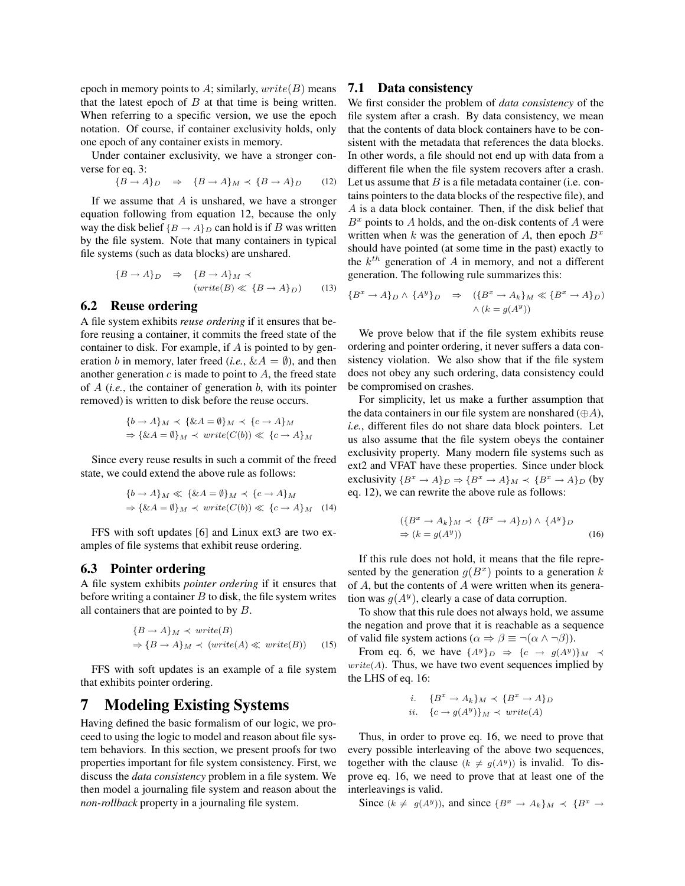epoch in memory points to $A$; similarly, $write(B)$ means that the latest epoch of $B$ at that time is being written. When referring to a specific version, we use the epoch notation. Of course, if container exclusivity holds, only one epoch of any container exists in memory.

Under container exclusivity, we have a stronger converse for eq. 3:

$$\{B \rightarrow A\}_D \quad \Rightarrow \quad \{B \rightarrow A\}_M \prec \{B \rightarrow A\}_D \qquad (12)$$

If we assume that $A$ is unshared, we have a stronger equation following from equation 12, because the only way the disk belief $\{B \rightarrow A\}_D$ can hold is if $B$ was written by the file system. Note that many containers in typical file systems (such as data blocks) are unshared.

$$\{B \rightarrow A\}_D \quad \Rightarrow \quad \{B \rightarrow A\}_M \prec (write(B) \ll \{B \rightarrow A\}_D) \qquad (13)$$

## 6.2 Reuse ordering

A file system exhibits *reuse ordering* if it ensures that before reusing a container, it commits the freed state of the container to disk. For example, if $A$ is pointed to by generation $b$ in memory, later freed (*i.e.*, $\&A = \emptyset$), and then another generation $c$ is made to point to $A$, the freed state of $A$ (*i.e.*, the container of generation $b$, with its pointer removed) is written to disk before the reuse occurs.

$$\{b \rightarrow A\}_M \prec \{\&A = \emptyset\}_M \prec \{c \rightarrow A\}_M$$
$$\Rightarrow \{\&A = \emptyset\}_M \prec write(C(b)) \ll \{c \rightarrow A\}_M$$

Since every reuse results in such a commit of the freed state, we could extend the above rule as follows:

$$\{b \rightarrow A\}_M \ll \{\&A = \emptyset\}_M \prec \{c \rightarrow A\}_M$$
$$\Rightarrow \{\&A = \emptyset\}_M \prec write(C(b)) \ll \{c \rightarrow A\}_M \qquad (14)$$

FFS with soft updates [6] and Linux ext3 are two examples of file systems that exhibit reuse ordering.

## 6.3 Pointer ordering

A file system exhibits *pointer ordering* if it ensures that before writing a container $B$ to disk, the file system writes all containers that are pointed to by $B$.

$$\{B \rightarrow A\}_M \prec write(B)$$
$$\Rightarrow \{B \rightarrow A\}_M \prec (write(A) \ll write(B)) \qquad (15)$$

FFS with soft updates is an example of a file system that exhibits pointer ordering.

# 7 Modeling Existing Systems

Having defined the basic formalism of our logic, we proceed to using the logic to model and reason about file system behaviors. In this section, we present proofs for two properties important for file system consistency. First, we discuss the *data consistency* problem in a file system. We then model a journaling file system and reason about the *non-rollback* property in a journaling file system.

## 7.1 Data consistency

We first consider the problem of *data consistency* of the file system after a crash. By data consistency, we mean that the contents of data block containers have to be consistent with the metadata that references the data blocks. In other words, a file should not end up with data from a different file when the file system recovers after a crash. Let us assume that $B$ is a file metadata container (i.e. contains pointers to the data blocks of the respective file), and $A$ is a data block container. Then, if the disk belief that $B^x$ points to $A$ holds, and the on-disk contents of $A$ were written when $k$ was the generation of $A$, then epoch $B^x$ should have pointed (at some time in the past) exactly to the $k^{th}$ generation of $A$ in memory, and not a different generation. The following rule summarizes this:

$$\{B^x \rightarrow A\}_D \wedge \{A^y\}_D \quad \Rightarrow \quad (\{B^x \rightarrow A_k\}_M \ll \{B^x \rightarrow A\}_D) \wedge (k = g(A^y))$$

We prove below that if the file system exhibits reuse ordering and pointer ordering, it never suffers a data consistency violation. We also show that if the file system does not obey any such ordering, data consistency could be compromised on crashes.

For simplicity, let us make a further assumption that the data containers in our file system are nonshared ($\oplus A$), *i.e.*, different files do not share data block pointers. Let us also assume that the file system obeys the container exclusivity property. Many modern file systems such as ext2 and VFAT have these properties. Since under block exclusivity $\{B^x \rightarrow A\}_D \Rightarrow \{B^x \rightarrow A\}_M \prec \{B^x \rightarrow A\}_D$ (by eq. 12), we can rewrite the above rule as follows:

$$(\{B^x \rightarrow A_k\}_M \prec \{B^x \rightarrow A\}_D) \wedge \{A^y\}_D$$
$$\Rightarrow (k = g(A^y)) \qquad (16)$$

If this rule does not hold, it means that the file represented by the generation $g(B^x)$ points to a generation $k$ of $A$, but the contents of $A$ were written when its generation was $g(A^y)$, clearly a case of data corruption.

To show that this rule does not always hold, we assume the negation and prove that it is reachable as a sequence of valid file system actions ($\alpha \Rightarrow \beta \equiv \neg(\alpha \wedge \neg\beta)$).

From eq. 6, we have $\{A^y\}_D \Rightarrow \{c \rightarrow g(A^y)\}_M \prec write(A)$. Thus, we have two event sequences implied by the LHS of eq. 16:

$$i. \quad \{B^x \rightarrow A_k\}_M \prec \{B^x \rightarrow A\}_D$$
$$ii. \quad \{c \rightarrow g(A^y)\}_M \prec write(A)$$

Thus, in order to prove eq. 16, we need to prove that every possible interleaving of the above two sequences, together with the clause $(k \neq g(A^y))$ is invalid. To disprove eq. 16, we need to prove that at least one of the interleavings is valid.

Since $(k \neq g(A^y))$, and since $\{B^x \rightarrow A_k\}_M \prec \{B^x \rightarrow$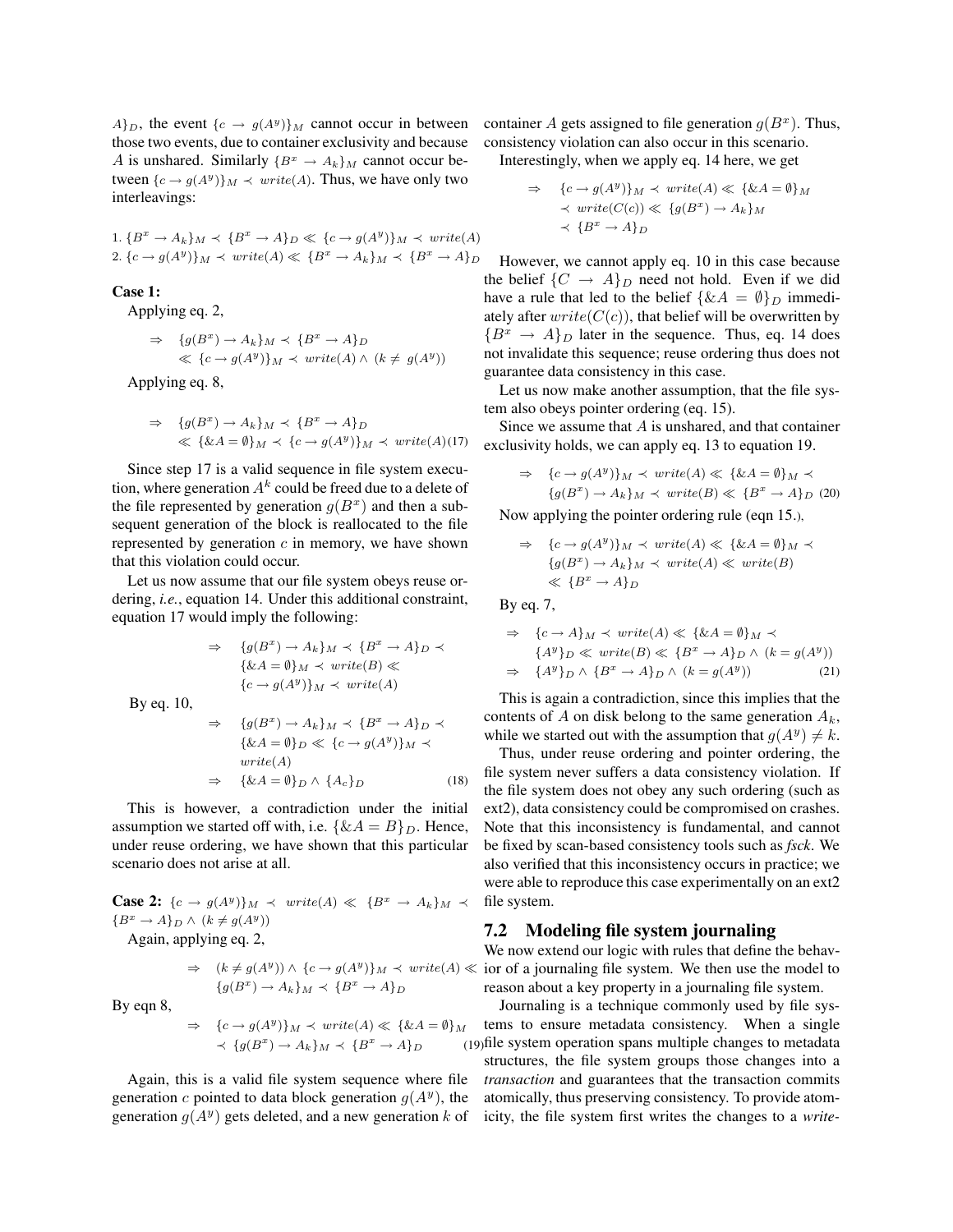$A\}_D$, the event $\{c \rightarrow g(A^y)\}_M$ cannot occur in between those two events, due to container exclusivity and because $A$ is unshared. Similarly $\{B^x \rightarrow A_k\}_M$ cannot occur between $\{c \rightarrow g(A^y)\}_M \prec write(A)$. Thus, we have only two interleavings:

1. $\{B^x \rightarrow A_k\}_M \prec \{B^x \rightarrow A\}_D \ll \{c \rightarrow g(A^y)\}_M \prec write(A)$
2. $\{c \rightarrow g(A^y)\}_M \prec write(A) \ll \{B^x \rightarrow A_k\}_M \prec \{B^x \rightarrow A\}_D$

**Case 1:**

Applying eq. 2,

$$\Rightarrow \quad \{g(B^x) \rightarrow A_k\}_M \prec \{B^x \rightarrow A\}_D \ll \{c \rightarrow g(A^y)\}_M \prec write(A) \wedge (k \neq g(A^y))$$

Applying eq. 8,

$$\Rightarrow \quad \{g(B^x) \rightarrow A_k\}_M \prec \{B^x \rightarrow A\}_D \ll \{\&A = \emptyset\}_M \prec \{c \rightarrow g(A^y)\}_M \prec write(A) \quad (17)$$

Since step 17 is a valid sequence in file system execution, where generation $A^k$ could be freed due to a delete of the file represented by generation $g(B^x)$ and then a subsequent generation of the block is reallocated to the file represented by generation $c$ in memory, we have shown that this violation could occur.

Let us now assume that our file system obeys reuse ordering, *i.e.*, equation 14. Under this additional constraint, equation 17 would imply the following:

$$\Rightarrow \quad \{g(B^x) \rightarrow A_k\}_M \prec \{B^x \rightarrow A\}_D \prec \{\&A = \emptyset\}_M \prec write(B) \ll \{c \rightarrow g(A^y)\}_M \prec write(A)$$

By eq. 10,

$$\Rightarrow \quad \{g(B^x) \rightarrow A_k\}_M \prec \{B^x \rightarrow A\}_D \prec \{\&A = \emptyset\}_D \ll \{c \rightarrow g(A^y)\}_M \prec write(A)$$

$$\Rightarrow \quad \{\&A = \emptyset\}_D \wedge \{A_c\}_D \quad (18)$$

This is however, a contradiction under the initial assumption we started off with, i.e. $\{\&A = B\}_D$. Hence, under reuse ordering, we have shown that this particular scenario does not arise at all.

**Case 2:** $\{c \rightarrow g(A^y)\}_M \prec write(A) \ll \{B^x \rightarrow A_k\}_M \prec \{B^x \rightarrow A\}_D \wedge (k \neq g(A^y))$

Again, applying eq. 2,

$$\Rightarrow \quad (k \neq g(A^y)) \wedge \{c \rightarrow g(A^y)\}_M \prec write(A) \ll \{g(B^x) \rightarrow A_k\}_M \prec \{B^x \rightarrow A\}_D$$

By eqn 8,

$$\Rightarrow \quad \{c \rightarrow g(A^y)\}_M \prec write(A) \ll \{\&A = \emptyset\}_M \prec \{g(B^x) \rightarrow A_k\}_M \prec \{B^x \rightarrow A\}_D \quad (19)$$

Again, this is a valid file system sequence where file generation $c$ pointed to data block generation $g(A^y)$, the generation $g(A^y)$ gets deleted, and a new generation $k$ of container $A$ gets assigned to file generation $g(B^x)$. Thus, consistency violation can also occur in this scenario.

Interestingly, when we apply eq. 14 here, we get

$$\Rightarrow \quad \{c \rightarrow g(A^y)\}_M \prec write(A) \ll \{\&A = \emptyset\}_M \prec write(C(c)) \ll \{g(B^x) \rightarrow A_k\}_M \prec \{B^x \rightarrow A\}_D$$

However, we cannot apply eq. 10 in this case because the belief $\{C \rightarrow A\}_D$ need not hold. Even if we did have a rule that led to the belief $\{\&A = \emptyset\}_D$ immediately after $write(C(c))$, that belief will be overwritten by $\{B^x \rightarrow A\}_D$ later in the sequence. Thus, eq. 14 does not invalidate this sequence; reuse ordering thus does not guarantee data consistency in this case.

Let us now make another assumption, that the file system also obeys pointer ordering (eq. 15).

Since we assume that $A$ is unshared, and that container exclusivity holds, we can apply eq. 13 to equation 19.

$$\Rightarrow \quad \{c \rightarrow g(A^y)\}_M \prec write(A) \ll \{\&A = \emptyset\}_M \prec \{g(B^x) \rightarrow A_k\}_M \prec write(B) \ll \{B^x \rightarrow A\}_D \quad (20)$$

Now applying the pointer ordering rule (eqn 15.),

$$\Rightarrow \quad \{c \rightarrow g(A^y)\}_M \prec write(A) \ll \{\&A = \emptyset\}_M \prec \{g(B^x) \rightarrow A_k\}_M \prec write(A) \ll write(B) \ll \{B^x \rightarrow A\}_D$$

By eq. 7,

$$\Rightarrow \quad \{c \rightarrow A\}_M \prec write(A) \ll \{\&A = \emptyset\}_M \prec \{A^y\}_D \ll write(B) \ll \{B^x \rightarrow A\}_D \wedge (k = g(A^y))$$

$$\Rightarrow \quad \{A^y\}_D \wedge \{B^x \rightarrow A\}_D \wedge (k = g(A^y)) \quad (21)$$

This is again a contradiction, since this implies that the contents of $A$ on disk belong to the same generation $A_k$, while we started out with the assumption that $g(A^y) \neq k$.

Thus, under reuse ordering and pointer ordering, the file system never suffers a data consistency violation. If the file system does not obey any such ordering (such as ext2), data consistency could be compromised on crashes. Note that this inconsistency is fundamental, and cannot be fixed by scan-based consistency tools such as *fsck*. We also verified that this inconsistency occurs in practice; we were able to reproduce this case experimentally on an ext2 file system.

## 7.2 Modeling file system journaling

We now extend our logic with rules that define the behavior of a journaling file system. We then use the model to reason about a key property in a journaling file system.

Journaling is a technique commonly used by file systems to ensure metadata consistency. When a single file system operation spans multiple changes to metadata structures, the file system groups those changes into a *transaction* and guarantees that the transaction commits atomically, thus preserving consistency. To provide atomicity, the file system first writes the changes to a *write-*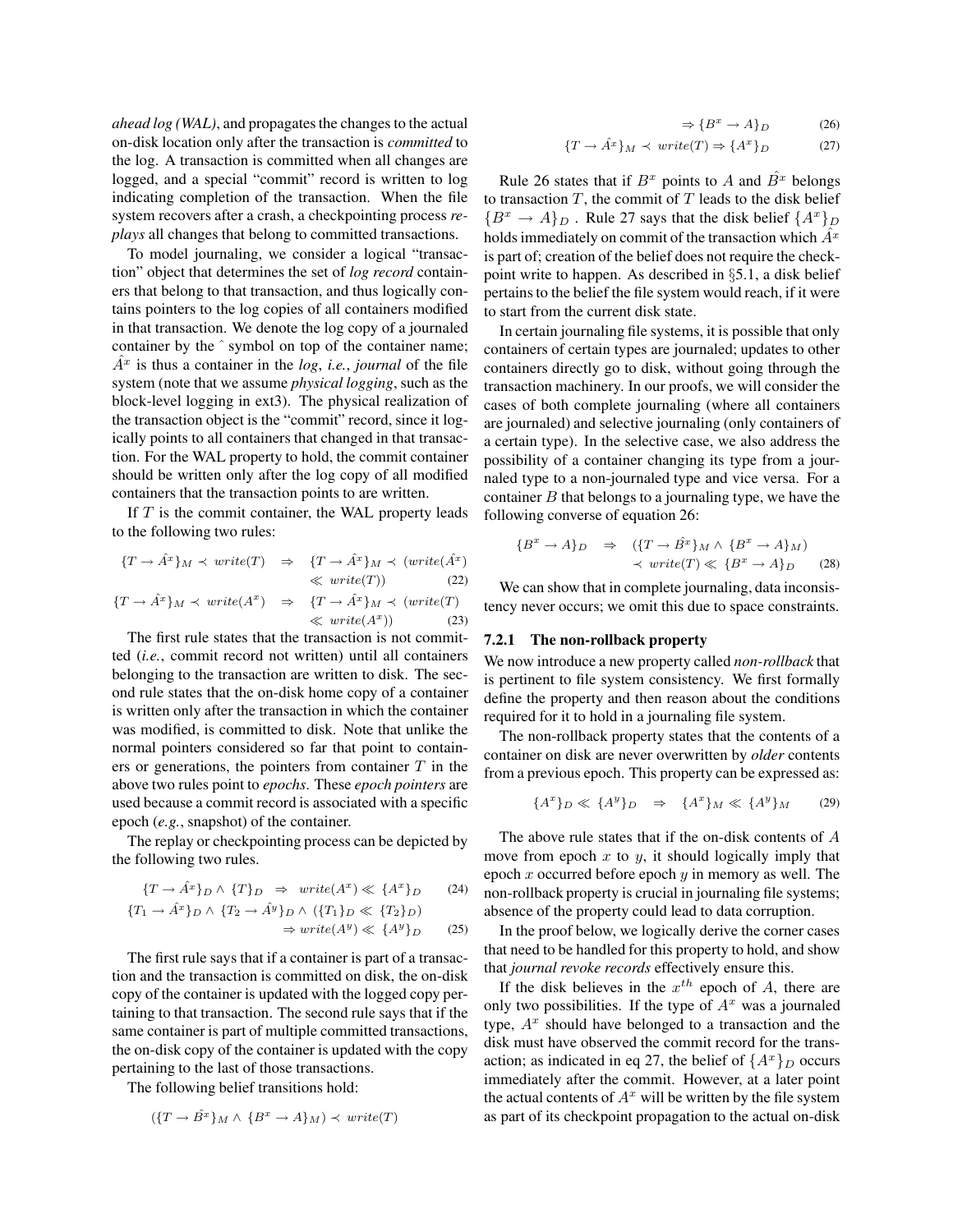*ahead log (WAL)*, and propagates the changes to the actual on-disk location only after the transaction is *committed* to the log. A transaction is committed when all changes are logged, and a special "commit" record is written to log indicating completion of the transaction. When the file system recovers after a crash, a checkpointing process *replays* all changes that belong to committed transactions.

To model journaling, we consider a logical "transaction" object that determines the set of *log record* containers that belong to that transaction, and thus logically contains pointers to the log copies of all containers modified in that transaction. We denote the log copy of a journaled container by the ˆ symbol on top of the container name; $\hat{A}^x$ is thus a container in the *log*, *i.e.*, *journal* of the file system (note that we assume *physical logging*, such as the block-level logging in ext3). The physical realization of the transaction object is the "commit" record, since it logically points to all containers that changed in that transaction. For the WAL property to hold, the commit container should be written only after the log copy of all modified containers that the transaction points to are written.

If $T$ is the commit container, the WAL property leads to the following two rules:

$$\{T \rightarrow \hat{A}^x\}_M \prec write(T) \Rightarrow \{T \rightarrow \hat{A}^x\}_M \prec (write(\hat{A}^x) \ll write(T)) \quad (22)$$

$$\{T \rightarrow \hat{A}^x\}_M \prec write(A^x) \Rightarrow \{T \rightarrow \hat{A}^x\}_M \prec (write(T) \ll write(A^x)) \quad (23)$$

The first rule states that the transaction is not committed (*i.e.*, commit record not written) until all containers belonging to the transaction are written to disk. The second rule states that the on-disk home copy of a container is written only after the transaction in which the container was modified, is committed to disk. Note that unlike the normal pointers considered so far that point to containers or generations, the pointers from container $T$ in the above two rules point to *epochs*. These *epoch pointers* are used because a commit record is associated with a specific epoch (*e.g.*, snapshot) of the container.

The replay or checkpointing process can be depicted by the following two rules.

$$\{T \rightarrow \hat{A}^x\}_D \wedge \{T\}_D \Rightarrow write(A^x) \ll \{A^x\}_D \quad (24)$$

$$\{T_1 \rightarrow \hat{A}^x\}_D \wedge \{T_2 \rightarrow \hat{A}^y\}_D \wedge (\{T_1\}_D \ll \{T_2\}_D) \Rightarrow write(A^y) \ll \{A^y\}_D \quad (25)$$

The first rule says that if a container is part of a transaction and the transaction is committed on disk, the on-disk copy of the container is updated with the logged copy pertaining to that transaction. The second rule says that if the same container is part of multiple committed transactions, the on-disk copy of the container is updated with the copy pertaining to the last of those transactions.

The following belief transitions hold:

$$(\{T \rightarrow \hat{B}^x\}_M \wedge \{B^x \rightarrow A\}_M) \prec write(T) \Rightarrow \{B^x \rightarrow A\}_D \quad (26)$$

$$\{T \rightarrow \hat{A}^x\}_M \prec write(T) \Rightarrow \{A^x\}_D \quad (27)$$

Rule 26 states that if $B^x$ points to $A$ and $\hat{B}^x$ belongs to transaction $T$, the commit of $T$ leads to the disk belief $\{B^x \rightarrow A\}_D$ . Rule 27 says that the disk belief $\{A^x\}_D$ holds immediately on commit of the transaction which $\hat{A}^x$ is part of; creation of the belief does not require the checkpoint write to happen. As described in §5.1, a disk belief pertains to the belief the file system would reach, if it were to start from the current disk state.

In certain journaling file systems, it is possible that only containers of certain types are journaled; updates to other containers directly go to disk, without going through the transaction machinery. In our proofs, we will consider the cases of both complete journaling (where all containers are journaled) and selective journaling (only containers of a certain type). In the selective case, we also address the possibility of a container changing its type from a journaled type to a non-journaled type and vice versa. For a container $B$ that belongs to a journaling type, we have the following converse of equation 26:

$$\{B^x \rightarrow A\}_D \Rightarrow (\{T \rightarrow \hat{B}^x\}_M \wedge \{B^x \rightarrow A\}_M) \prec write(T) \ll \{B^x \rightarrow A\}_D \quad (28)$$

We can show that in complete journaling, data inconsistency never occurs; we omit this due to space constraints.

#### 7.2.1 The non-rollback property

We now introduce a new property called *non-rollback* that is pertinent to file system consistency. We first formally define the property and then reason about the conditions required for it to hold in a journaling file system.

The non-rollback property states that the contents of a container on disk are never overwritten by *older* contents from a previous epoch. This property can be expressed as:

$$\{A^x\}_D \ll \{A^y\}_D \Rightarrow \{A^x\}_M \ll \{A^y\}_M \quad (29)$$

The above rule states that if the on-disk contents of $A$ move from epoch $x$ to $y$, it should logically imply that epoch $x$ occurred before epoch $y$ in memory as well. The non-rollback property is crucial in journaling file systems; absence of the property could lead to data corruption.

In the proof below, we logically derive the corner cases that need to be handled for this property to hold, and show that *journal revoke records* effectively ensure this.

If the disk believes in the $x^{th}$ epoch of $A$, there are only two possibilities. If the type of $A^x$ was a journaled type, $A^x$ should have belonged to a transaction and the disk must have observed the commit record for the transaction; as indicated in eq 27, the belief of $\{A^x\}_D$ occurs immediately after the commit. However, at a later point the actual contents of $A^x$ will be written by the file system as part of its checkpoint propagation to the actual on-disk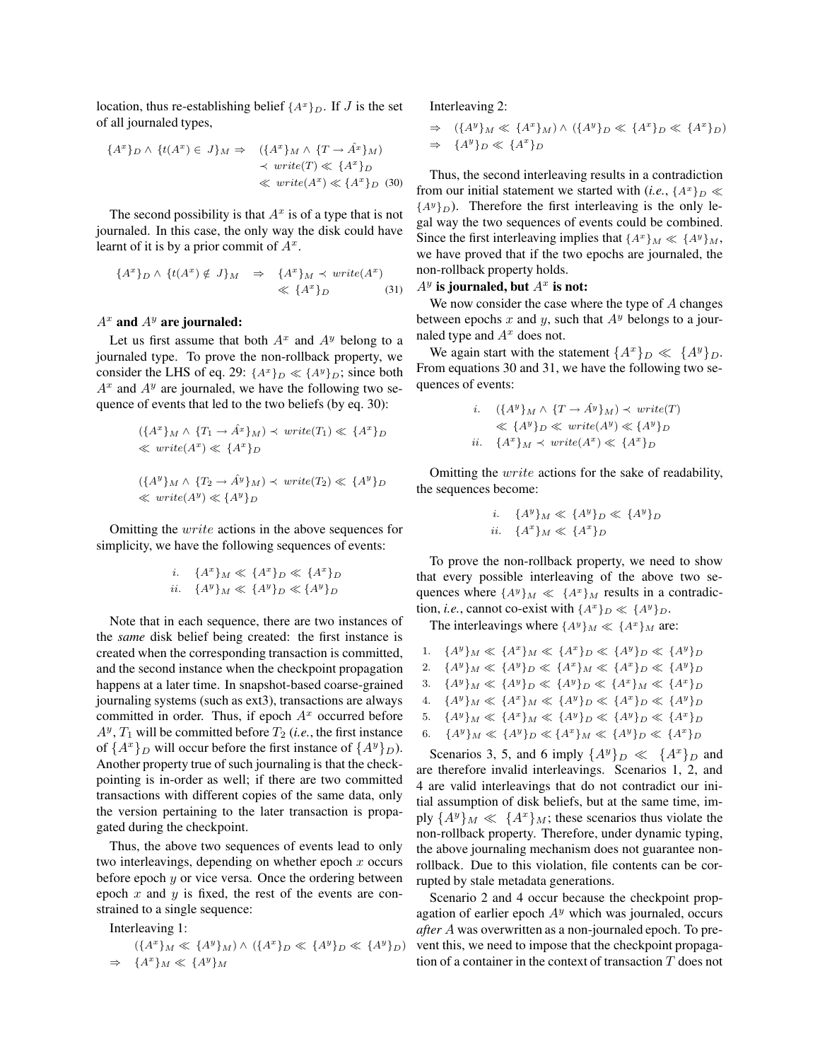location, thus re-establishing belief $\{A^x\}_D$. If $J$ is the set of all journaled types,

$$\{A^x\}_D \wedge \{t(A^x) \in J\}_M \Rightarrow (\{A^x\}_M \wedge \{T \rightarrow \hat{A^x}\}_M) \prec write(T) \ll \{A^x\}_D \ll write(A^x) \ll \{A^x\}_D \quad (30)$$

The second possibility is that $A^x$ is of a type that is not journaled. In this case, the only way the disk could have learnt of it is by a prior commit of $A^x$.

$$\{A^x\}_D \wedge \{t(A^x) \notin J\}_M \Rightarrow \{A^x\}_M \prec write(A^x) \ll \{A^x\}_D \quad (31)$$

**$A^x$ and $A^y$ are journaled:**

Let us first assume that both $A^x$ and $A^y$ belong to a journaled type. To prove the non-rollback property, we consider the LHS of eq. 29: $\{A^x\}_D \ll \{A^y\}_D$; since both $A^x$ and $A^y$ are journaled, we have the following two sequence of events that led to the two beliefs (by eq. 30):

$$(\{A^x\}_M \wedge \{T_1 \rightarrow \hat{A^x}\}_M) \prec write(T_1) \ll \{A^x\}_D \ll write(A^x) \ll \{A^x\}_D$$

$$(\{A^y\}_M \wedge \{T_2 \rightarrow \hat{A^y}\}_M) \prec write(T_2) \ll \{A^y\}_D \ll write(A^y) \ll \{A^y\}_D$$

Omitting the $write$ actions in the above sequences for simplicity, we have the following sequences of events:

$$\begin{array}{ll} i. & \{A^x\}_M \ll \{A^x\}_D \ll \{A^x\}_D \\ ii. & \{A^y\}_M \ll \{A^y\}_D \ll \{A^y\}_D \end{array}$$

Note that in each sequence, there are two instances of the *same* disk belief being created: the first instance is created when the corresponding transaction is committed, and the second instance when the checkpoint propagation happens at a later time. In snapshot-based coarse-grained journaling systems (such as ext3), transactions are always committed in order. Thus, if epoch $A^x$ occurred before $A^y$, $T_1$ will be committed before $T_2$ (*i.e.*, the first instance of $\{A^x\}_D$ will occur before the first instance of $\{A^y\}_D$). Another property true of such journaling is that the checkpointing is in-order as well; if there are two committed transactions with different copies of the same data, only the version pertaining to the later transaction is propagated during the checkpoint.

Thus, the above two sequences of events lead to only two interleavings, depending on whether epoch $x$ occurs before epoch $y$ or vice versa. Once the ordering between epoch $x$ and $y$ is fixed, the rest of the events are constrained to a single sequence:

Interleaving 1:

$$(\{A^x\}_M \ll \{A^y\}_M) \wedge (\{A^x\}_D \ll \{A^y\}_D \ll \{A^y\}_D)$$
$$\Rightarrow \{A^x\}_M \ll \{A^y\}_M$$

Interleaving 2:

$$\Rightarrow (\{A^y\}_M \ll \{A^x\}_M) \wedge (\{A^y\}_D \ll \{A^x\}_D \ll \{A^x\}_D)$$
$$\Rightarrow \{A^y\}_D \ll \{A^x\}_D$$

Thus, the second interleaving results in a contradiction from our initial statement we started with (*i.e.*, $\{A^x\}_D \ll \{A^y\}_D$). Therefore the first interleaving is the only legal way the two sequences of events could be combined. Since the first interleaving implies that $\{A^x\}_M \ll \{A^y\}_M$, we have proved that if the two epochs are journaled, the non-rollback property holds.

**$A^y$ is journaled, but $A^x$ is not:**

We now consider the case where the type of $A$ changes between epochs $x$ and $y$, such that $A^y$ belongs to a journaled type and $A^x$ does not.

We again start with the statement $\{A^x\}_D \ll \{A^y\}_D$. From equations 30 and 31, we have the following two sequences of events:

$$\begin{array}{ll} i. & (\{A^y\}_M \wedge \{T \rightarrow \hat{A^y}\}_M) \prec write(T) \\ & \ll \{A^y\}_D \ll write(A^y) \ll \{A^y\}_D \\ ii. & \{A^x\}_M \prec write(A^x) \ll \{A^x\}_D \end{array}$$

Omitting the $write$ actions for the sake of readability, the sequences become:

$$\begin{array}{ll} i. & \{A^y\}_M \ll \{A^y\}_D \ll \{A^y\}_D \\ ii. & \{A^x\}_M \ll \{A^x\}_D \end{array}$$

To prove the non-rollback property, we need to show that every possible interleaving of the above two sequences where $\{A^y\}_M \ll \{A^x\}_M$ results in a contradiction, *i.e.*, cannot co-exist with $\{A^x\}_D \ll \{A^y\}_D$.

The interleavings where $\{A^y\}_M \ll \{A^x\}_M$ are:

1. $\{A^y\}_M \ll \{A^x\}_M \ll \{A^x\}_D \ll \{A^y\}_D \ll \{A^y\}_D$
2. $\{A^y\}_M \ll \{A^y\}_D \ll \{A^x\}_M \ll \{A^x\}_D \ll \{A^y\}_D$
3. $\{A^y\}_M \ll \{A^y\}_D \ll \{A^y\}_D \ll \{A^x\}_M \ll \{A^x\}_D$
4. $\{A^y\}_M \ll \{A^x\}_M \ll \{A^y\}_D \ll \{A^x\}_D \ll \{A^y\}_D$
5. $\{A^y\}_M \ll \{A^x\}_M \ll \{A^y\}_D \ll \{A^y\}_D \ll \{A^x\}_D$
6. $\{A^y\}_M \ll \{A^y\}_D \ll \{A^x\}_M \ll \{A^y\}_D \ll \{A^x\}_D$

Scenarios 3, 5, and 6 imply $\{A^y\}_D \ll \{A^x\}_D$ and are therefore invalid interleavings. Scenarios 1, 2, and 4 are valid interleavings that do not contradict our initial assumption of disk beliefs, but at the same time, imply $\{A^y\}_M \ll \{A^x\}_M$; these scenarios thus violate the non-rollback property. Therefore, under dynamic typing, the above journaling mechanism does not guarantee non-rollback. Due to this violation, file contents can be corrupted by stale metadata generations.

Scenario 2 and 4 occur because the checkpoint propagation of earlier epoch $A^y$ which was journaled, occurs *after* $A$ was overwritten as a non-journaled epoch. To prevent this, we need to impose that the checkpoint propagation of a container in the context of transaction $T$ does not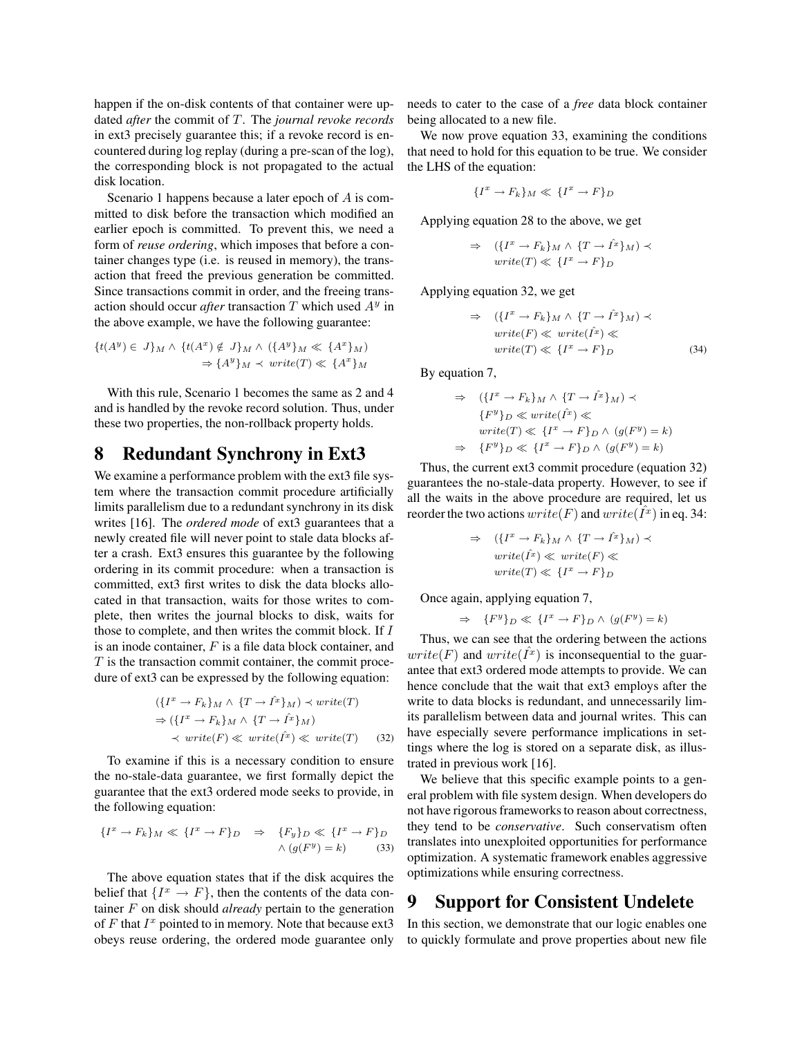happen if the on-disk contents of that container were updated *after* the commit of $T$. The *journal revoke records* in ext3 precisely guarantee this; if a revoke record is encountered during log replay (during a pre-scan of the log), the corresponding block is not propagated to the actual disk location.

Scenario 1 happens because a later epoch of $A$ is committed to disk before the transaction which modified an earlier epoch is committed. To prevent this, we need a form of *reuse ordering*, which imposes that before a container changes type (i.e. is reused in memory), the transaction that freed the previous generation be committed. Since transactions commit in order, and the freeing transaction should occur *after* transaction $T$ which used $A^y$ in the above example, we have the following guarantee:

$$\{t(A^y) \in J\}_M \wedge \{t(A^x) \notin J\}_M \wedge (\{A^y\}_M \ll \{A^x\}_M) \Rightarrow \{A^y\}_M \prec write(T) \ll \{A^x\}_M$$

With this rule, Scenario 1 becomes the same as 2 and 4 and is handled by the revoke record solution. Thus, under these two properties, the non-rollback property holds.

# 8 Redundant Synchrony in Ext3

We examine a performance problem with the ext3 file system where the transaction commit procedure artificially limits parallelism due to a redundant synchrony in its disk writes [16]. The *ordered mode* of ext3 guarantees that a newly created file will never point to stale data blocks after a crash. Ext3 ensures this guarantee by the following ordering in its commit procedure: when a transaction is committed, ext3 first writes to disk the data blocks allocated in that transaction, waits for those writes to complete, then writes the journal blocks to disk, waits for those to complete, and then writes the commit block. If $I$ is an inode container, $F$ is a file data block container, and $T$ is the transaction commit container, the commit procedure of ext3 can be expressed by the following equation:

$$\begin{aligned}
&(\{I^x \to F_k\}_M \wedge \{T \to \hat{I^x}\}_M) \prec write(T) \\
&\Rightarrow (\{I^x \to F_k\}_M \wedge \{T \to \hat{I^x}\}_M) \\
&\quad \prec write(F) \ll write(\hat{I^x}) \ll write(T) \qquad (32)
\end{aligned}$$

To examine if this is a necessary condition to ensure the no-stale-data guarantee, we first formally depict the guarantee that the ext3 ordered mode seeks to provide, in the following equation:

$$\{I^x \to F_k\}_M \ll \{I^x \to F\}_D \;\Rightarrow\; \{F_y\}_D \ll \{I^x \to F\}_D \wedge (g(F^y) = k) \qquad (33)$$

The above equation states that if the disk acquires the belief that $\{I^x \to F\}$, then the contents of the data container $F$ on disk should *already* pertain to the generation of $F$ that $I^x$ pointed to in memory. Note that because ext3 obeys reuse ordering, the ordered mode guarantee only needs to cater to the case of a *free* data block container being allocated to a new file.

We now prove equation 33, examining the conditions that need to hold for this equation to be true. We consider the LHS of the equation:

$$\{I^x \to F_k\}_M \ll \{I^x \to F\}_D$$

Applying equation 28 to the above, we get

$$\begin{aligned}
\Rightarrow\quad &(\{I^x \to F_k\}_M \wedge \{T \to \hat{I^x}\}_M) \prec \\
&write(T) \ll \{I^x \to F\}_D
\end{aligned}$$

Applying equation 32, we get

$$\begin{aligned}
\Rightarrow\quad &(\{I^x \to F_k\}_M \wedge \{T \to \hat{I^x}\}_M) \prec \\
&write(F) \ll write(\hat{I^x}) \ll \\
&write(T) \ll \{I^x \to F\}_D \qquad (34)
\end{aligned}$$

By equation 7,

$$\begin{aligned}
\Rightarrow\quad &(\{I^x \to F_k\}_M \wedge \{T \to \hat{I^x}\}_M) \prec \\
&\{F^y\}_D \ll write(\hat{I^x}) \ll \\
&write(T) \ll \{I^x \to F\}_D \wedge (g(F^y) = k) \\
\Rightarrow\quad &\{F^y\}_D \ll \{I^x \to F\}_D \wedge (g(F^y) = k)
\end{aligned}$$

Thus, the current ext3 commit procedure (equation 32) guarantees the no-stale-data property. However, to see if all the waits in the above procedure are required, let us reorder the two actions $write(F)$ and $write(\hat{I^x})$ in eq. 34:

$$\begin{aligned}
\Rightarrow\quad &(\{I^x \to F_k\}_M \wedge \{T \to \hat{I^x}\}_M) \prec \\
&write(\hat{I^x}) \ll write(F) \ll \\
&write(T) \ll \{I^x \to F\}_D
\end{aligned}$$

Once again, applying equation 7,

$$\Rightarrow\quad \{F^y\}_D \ll \{I^x \to F\}_D \wedge (g(F^y) = k)$$

Thus, we can see that the ordering between the actions $write(F)$ and $write(\hat{I^x})$ is inconsequential to the guarantee that ext3 ordered mode attempts to provide. We can hence conclude that the wait that ext3 employs after the write to data blocks is redundant, and unnecessarily limits parallelism between data and journal writes. This can have especially severe performance implications in settings where the log is stored on a separate disk, as illustrated in previous work [16].

We believe that this specific example points to a general problem with file system design. When developers do not have rigorous frameworks to reason about correctness, they tend to be *conservative*. Such conservatism often translates into unexploited opportunities for performance optimization. A systematic framework enables aggressive optimizations while ensuring correctness.

# 9 Support for Consistent Undelete

In this section, we demonstrate that our logic enables one to quickly formulate and prove properties about new file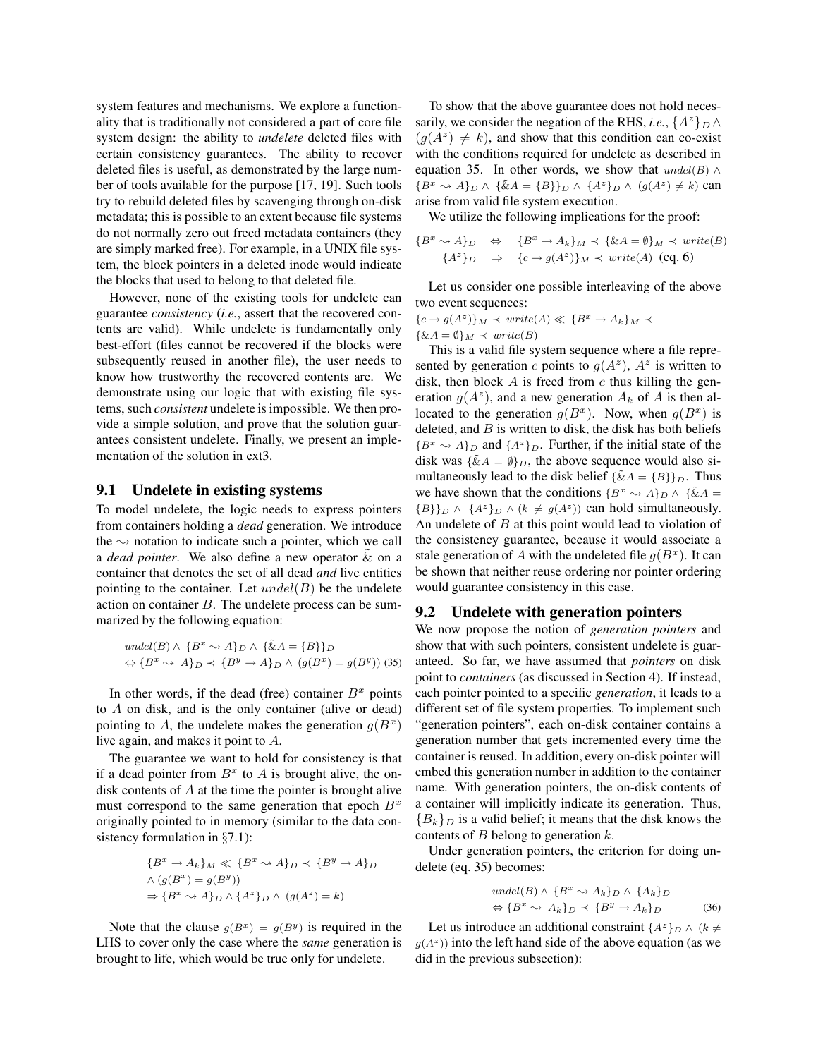system features and mechanisms. We explore a functionality that is traditionally not considered a part of core file system design: the ability to *undelete* deleted files with certain consistency guarantees. The ability to recover deleted files is useful, as demonstrated by the large number of tools available for the purpose [17, 19]. Such tools try to rebuild deleted files by scavenging through on-disk metadata; this is possible to an extent because file systems do not normally zero out freed metadata containers (they are simply marked free). For example, in a UNIX file system, the block pointers in a deleted inode would indicate the blocks that used to belong to that deleted file.

However, none of the existing tools for undelete can guarantee *consistency* (*i.e.*, assert that the recovered contents are valid). While undelete is fundamentally only best-effort (files cannot be recovered if the blocks were subsequently reused in another file), the user needs to know how trustworthy the recovered contents are. We demonstrate using our logic that with existing file systems, such *consistent* undelete is impossible. We then provide a simple solution, and prove that the solution guarantees consistent undelete. Finally, we present an implementation of the solution in ext3.

## 9.1 Undelete in existing systems

To model undelete, the logic needs to express pointers from containers holding a *dead* generation. We introduce the $\rightsquigarrow$ notation to indicate such a pointer, which we call a *dead pointer*. We also define a new operator $\tilde{\&}$ on a container that denotes the set of all dead *and* live entities pointing to the container. Let $undel(B)$ be the undelete action on container $B$. The undelete process can be summarized by the following equation:

$$undel(B) \wedge \{B^x \rightsquigarrow A\}_D \wedge \{\tilde{\&}A = \{B\}\}_D \Leftrightarrow \{B^x \rightsquigarrow A\}_D \prec \{B^y \rightarrow A\}_D \wedge (g(B^x) = g(B^y)) \quad (35)$$

In other words, if the dead (free) container $B^x$ points to $A$ on disk, and is the only container (alive or dead) pointing to $A$, the undelete makes the generation $g(B^x)$ live again, and makes it point to $A$.

The guarantee we want to hold for consistency is that if a dead pointer from $B^x$ to $A$ is brought alive, the on-disk contents of $A$ at the time the pointer is brought alive must correspond to the same generation that epoch $B^x$ originally pointed to in memory (similar to the data consistency formulation in §7.1):

$$\{B^x \rightarrow A_k\}_M \ll \{B^x \rightsquigarrow A\}_D \prec \{B^y \rightarrow A\}_D \wedge (g(B^x) = g(B^y)) \Rightarrow \{B^x \rightsquigarrow A\}_D \wedge \{A^z\}_D \wedge (g(A^z) = k)$$

Note that the clause $g(B^x) = g(B^y)$ is required in the LHS to cover only the case where the *same* generation is brought to life, which would be true only for undelete.

To show that the above guarantee does not hold necessarily, we consider the negation of the RHS, *i.e.*, $\{A^z\}_D \wedge (g(A^z) \neq k)$, and show that this condition can co-exist with the conditions required for undelete as described in equation 35. In other words, we show that $undel(B) \wedge \{B^x \rightsquigarrow A\}_D \wedge \{\tilde{\&}A = \{B\}\}_D \wedge \{A^z\}_D \wedge (g(A^z) \neq k)$ can arise from valid file system execution.

We utilize the following implications for the proof:

$$\{B^x \rightsquigarrow A\}_D \Leftrightarrow \{B^x \rightarrow A_k\}_M \prec \{\&A = \emptyset\}_M \prec write(B)$$
$$\{A^z\}_D \Rightarrow \{c \rightarrow g(A^z)\}_M \prec write(A) \text{ (eq. 6)}$$

Let us consider one possible interleaving of the above two event sequences:
$\{c \rightarrow g(A^z)\}_M \prec write(A) \ll \{B^x \rightarrow A_k\}_M \prec \{\&A = \emptyset\}_M \prec write(B)$

This is a valid file system sequence where a file represented by generation $c$ points to $g(A^z)$, $A^z$ is written to disk, then block $A$ is freed from $c$ thus killing the generation $g(A^z)$, and a new generation $A_k$ of $A$ is then allocated to the generation $g(B^x)$. Now, when $g(B^x)$ is deleted, and $B$ is written to disk, the disk has both beliefs $\{B^x \rightsquigarrow A\}_D$ and $\{A^z\}_D$. Further, if the initial state of the disk was $\{\tilde{\&}A = \emptyset\}_D$, the above sequence would also simultaneously lead to the disk belief $\{\tilde{\&}A = \{B\}\}_D$. Thus we have shown that the conditions $\{B^x \rightsquigarrow A\}_D \wedge \{\tilde{\&}A = \{B\}\}_D \wedge \{A^z\}_D \wedge (k \neq g(A^z))$ can hold simultaneously. An undelete of $B$ at this point would lead to violation of the consistency guarantee, because it would associate a stale generation of $A$ with the undeleted file $g(B^x)$. It can be shown that neither reuse ordering nor pointer ordering would guarantee consistency in this case.

## 9.2 Undelete with generation pointers

We now propose the notion of *generation pointers* and show that with such pointers, consistent undelete is guaranteed. So far, we have assumed that *pointers* on disk point to *containers* (as discussed in Section 4). If instead, each pointer pointed to a specific *generation*, it leads to a different set of file system properties. To implement such "generation pointers", each on-disk container contains a generation number that gets incremented every time the container is reused. In addition, every on-disk pointer will embed this generation number in addition to the container name. With generation pointers, the on-disk contents of a container will implicitly indicate its generation. Thus, $\{B_k\}_D$ is a valid belief; it means that the disk knows the contents of $B$ belong to generation $k$.

Under generation pointers, the criterion for doing undelete (eq. 35) becomes:

$$undel(B) \wedge \{B^x \rightsquigarrow A_k\}_D \wedge \{A_k\}_D \Leftrightarrow \{B^x \rightsquigarrow A_k\}_D \prec \{B^y \rightarrow A_k\}_D \quad (36)$$

Let us introduce an additional constraint $\{A^z\}_D \wedge (k \neq g(A^z))$ into the left hand side of the above equation (as we did in the previous subsection):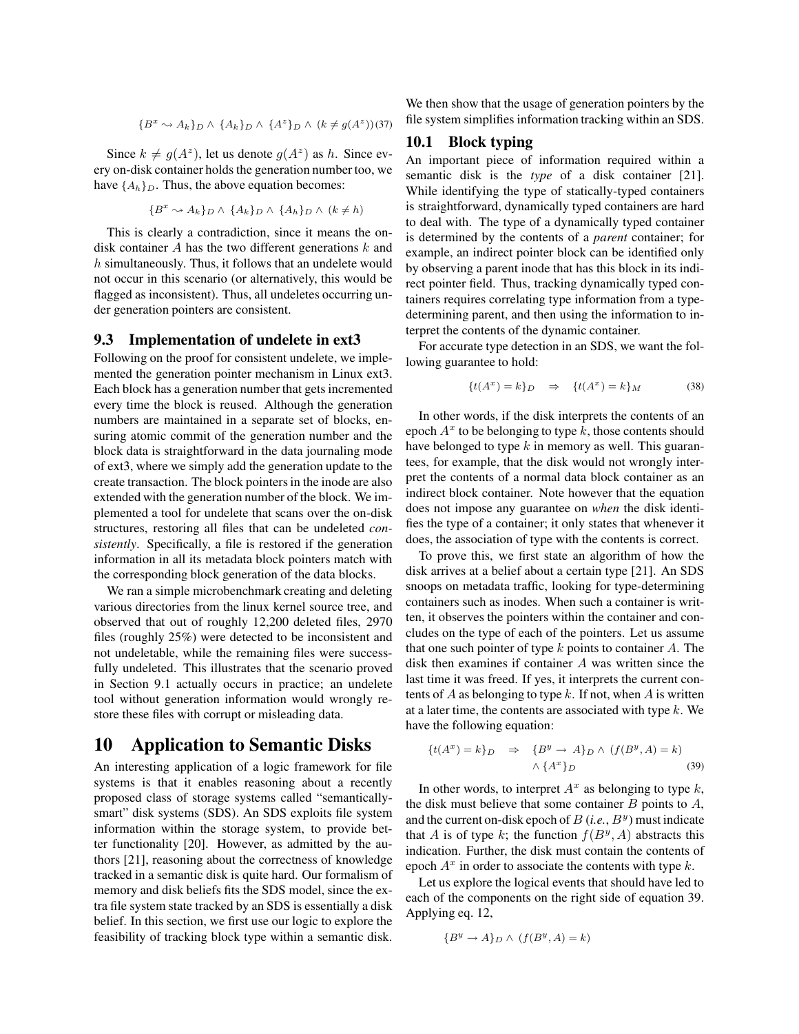$$\{B^x \rightsquigarrow A_k\}_D \wedge \{A_k\}_D \wedge \{A^z\}_D \wedge (k \neq g(A^z)) \quad (37)$$

Since $k \neq g(A^z)$, let us denote $g(A^z)$ as $h$. Since every on-disk container holds the generation number too, we have $\{A_h\}_D$. Thus, the above equation becomes:

$$\{B^x \rightsquigarrow A_k\}_D \wedge \{A_k\}_D \wedge \{A_h\}_D \wedge (k \neq h)$$

This is clearly a contradiction, since it means the on-disk container $A$ has the two different generations $k$ and $h$ simultaneously. Thus, it follows that an undelete would not occur in this scenario (or alternatively, this would be flagged as inconsistent). Thus, all undeletes occurring under generation pointers are consistent.

### 9.3 Implementation of undelete in ext3

Following on the proof for consistent undelete, we implemented the generation pointer mechanism in Linux ext3. Each block has a generation number that gets incremented every time the block is reused. Although the generation numbers are maintained in a separate set of blocks, ensuring atomic commit of the generation number and the block data is straightforward in the data journaling mode of ext3, where we simply add the generation update to the create transaction. The block pointers in the inode are also extended with the generation number of the block. We implemented a tool for undelete that scans over the on-disk structures, restoring all files that can be undeleted *consistently*. Specifically, a file is restored if the generation information in all its metadata block pointers match with the corresponding block generation of the data blocks.

We ran a simple microbenchmark creating and deleting various directories from the linux kernel source tree, and observed that out of roughly 12,200 deleted files, 2970 files (roughly 25%) were detected to be inconsistent and not undeletable, while the remaining files were successfully undeleted. This illustrates that the scenario proved in Section 9.1 actually occurs in practice; an undelete tool without generation information would wrongly restore these files with corrupt or misleading data.

## 10 Application to Semantic Disks

An interesting application of a logic framework for file systems is that it enables reasoning about a recently proposed class of storage systems called "semantically-smart" disk systems (SDS). An SDS exploits file system information within the storage system, to provide better functionality [20]. However, as admitted by the authors [21], reasoning about the correctness of knowledge tracked in a semantic disk is quite hard. Our formalism of memory and disk beliefs fits the SDS model, since the extra file system state tracked by an SDS is essentially a disk belief. In this section, we first use our logic to explore the feasibility of tracking block type within a semantic disk. We then show that the usage of generation pointers by the file system simplifies information tracking within an SDS.

### 10.1 Block typing

An important piece of information required within a semantic disk is the *type* of a disk container [21]. While identifying the type of statically-typed containers is straightforward, dynamically typed containers are hard to deal with. The type of a dynamically typed container is determined by the contents of a *parent* container; for example, an indirect pointer block can be identified only by observing a parent inode that has this block in its indirect pointer field. Thus, tracking dynamically typed containers requires correlating type information from a type-determining parent, and then using the information to interpret the contents of the dynamic container.

For accurate type detection in an SDS, we want the following guarantee to hold:

$$\{t(A^x) = k\}_D \quad \Rightarrow \quad \{t(A^x) = k\}_M \quad (38)$$

In other words, if the disk interprets the contents of an epoch $A^x$ to be belonging to type $k$, those contents should have belonged to type $k$ in memory as well. This guarantees, for example, that the disk would not wrongly interpret the contents of a normal data block container as an indirect block container. Note however that the equation does not impose any guarantee on *when* the disk identifies the type of a container; it only states that whenever it does, the association of type with the contents is correct.

To prove this, we first state an algorithm of how the disk arrives at a belief about a certain type [21]. An SDS snoops on metadata traffic, looking for type-determining containers such as inodes. When such a container is written, it observes the pointers within the container and concludes on the type of each of the pointers. Let us assume that one such pointer of type $k$ points to container $A$. The disk then examines if container $A$ was written since the last time it was freed. If yes, it interprets the current contents of $A$ as belonging to type $k$. If not, when $A$ is written at a later time, the contents are associated with type $k$. We have the following equation:

$$\{t(A^x) = k\}_D \quad \Rightarrow \quad \{B^y \rightarrow A\}_D \wedge (f(B^y, A) = k) \wedge \{A^x\}_D \quad (39)$$

In other words, to interpret $A^x$ as belonging to type $k$, the disk must believe that some container $B$ points to $A$, and the current on-disk epoch of $B$ (*i.e.*, $B^y$) must indicate that $A$ is of type $k$; the function $f(B^y, A)$ abstracts this indication. Further, the disk must contain the contents of epoch $A^x$ in order to associate the contents with type $k$.

Let us explore the logical events that should have led to each of the components on the right side of equation 39. Applying eq. 12,

$$\{B^y \rightarrow A\}_D \wedge (f(B^y, A) = k)$$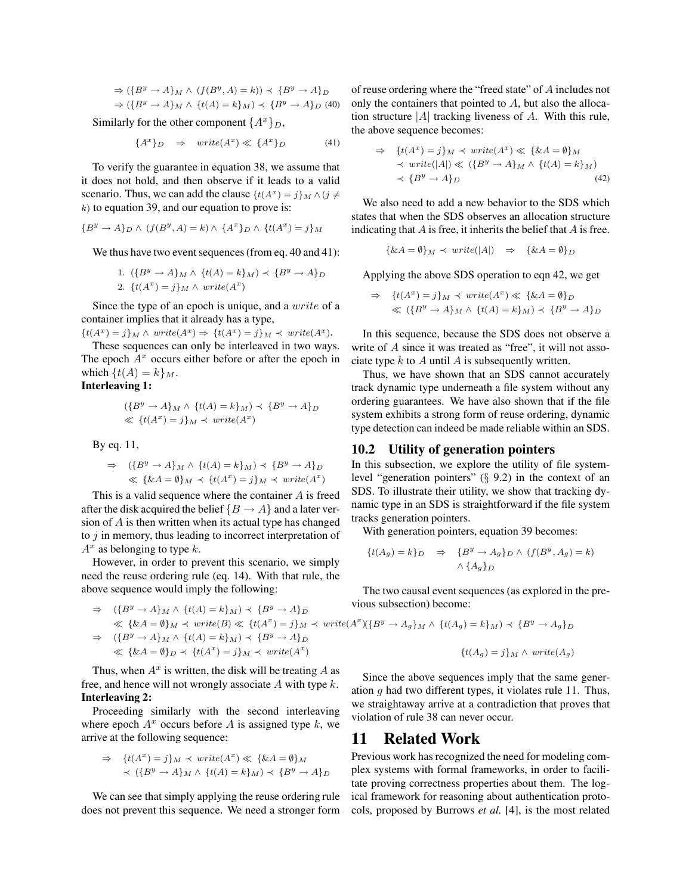$$\Rightarrow (\{B^y \rightarrow A\}_M \wedge (f(B^y, A) = k)) \prec \{B^y \rightarrow A\}_D$$

$$\Rightarrow (\{B^y \rightarrow A\}_M \wedge \{t(A) = k\}_M) \prec \{B^y \rightarrow A\}_D \quad (40)$$

Similarly for the other component $\{A^x\}_D$,

$$\{A^x\}_D \quad \Rightarrow \quad write(A^x) \ll \{A^x\}_D \quad (41)$$

To verify the guarantee in equation 38, we assume that it does not hold, and then observe if it leads to a valid scenario. Thus, we can add the clause $\{t(A^x) = j\}_M \wedge (j \neq k)$ to equation 39, and our equation to prove is:

$$\{B^y \rightarrow A\}_D \wedge (f(B^y, A) = k) \wedge \{A^x\}_D \wedge \{t(A^x) = j\}_M$$

We thus have two event sequences (from eq. 40 and 41):

1. $(\{B^y \rightarrow A\}_M \wedge \{t(A) = k\}_M) \prec \{B^y \rightarrow A\}_D$
2. $\{t(A^x) = j\}_M \wedge write(A^x)$

Since the type of an epoch is unique, and a $write$ of a container implies that it already has a type,
$\{t(A^x) = j\}_M \wedge write(A^x) \Rightarrow \{t(A^x) = j\}_M \prec write(A^x)$.

These sequences can only be interleaved in two ways. The epoch $A^x$ occurs either before or after the epoch in which $\{t(A) = k\}_M$.

**Interleaving 1:**

$$(\{B^y \rightarrow A\}_M \wedge \{t(A) = k\}_M) \prec \{B^y \rightarrow A\}_D$$
$$\ll \{t(A^x) = j\}_M \prec write(A^x)$$

By eq. 11,

$$\Rightarrow \quad (\{B^y \rightarrow A\}_M \wedge \{t(A) = k\}_M) \prec \{B^y \rightarrow A\}_D$$
$$\ll \{\&A = \emptyset\}_M \prec \{t(A^x) = j\}_M \prec write(A^x)$$

This is a valid sequence where the container $A$ is freed after the disk acquired the belief $\{B \rightarrow A\}$ and a later version of $A$ is then written when its actual type has changed to $j$ in memory, thus leading to incorrect interpretation of $A^x$ as belonging to type $k$.

However, in order to prevent this scenario, we simply need the reuse ordering rule (eq. 14). With that rule, the above sequence would imply the following:

$$\Rightarrow \quad (\{B^y \rightarrow A\}_M \wedge \{t(A) = k\}_M) \prec \{B^y \rightarrow A\}_D$$
$$\ll \{\&A = \emptyset\}_M \prec write(B) \ll \{t(A^x) = j\}_M \prec write(A^x)$$
$$\Rightarrow \quad (\{B^y \rightarrow A\}_M \wedge \{t(A) = k\}_M) \prec \{B^y \rightarrow A\}_D$$
$$\ll \{\&A = \emptyset\}_D \prec \{t(A^x) = j\}_M \prec write(A^x)$$

Thus, when $A^x$ is written, the disk will be treating $A$ as free, and hence will not wrongly associate $A$ with type $k$.

**Interleaving 2:**

Proceeding similarly with the second interleaving where epoch $A^x$ occurs before $A$ is assigned type $k$, we arrive at the following sequence:

$$\Rightarrow \quad \{t(A^x) = j\}_M \prec write(A^x) \ll \{\&A = \emptyset\}_M$$
$$\prec (\{B^y \rightarrow A\}_M \wedge \{t(A) = k\}_M) \prec \{B^y \rightarrow A\}_D$$

We can see that simply applying the reuse ordering rule does not prevent this sequence. We need a stronger form of reuse ordering where the "freed state" of $A$ includes not only the containers that pointed to $A$, but also the allocation structure $|A|$ tracking liveness of $A$. With this rule, the above sequence becomes:

$$\Rightarrow \quad \{t(A^x) = j\}_M \prec write(A^x) \ll \{\&A = \emptyset\}_M$$
$$\prec write(|A|) \ll (\{B^y \rightarrow A\}_M \wedge \{t(A) = k\}_M)$$
$$\prec \{B^y \rightarrow A\}_D \quad (42)$$

We also need to add a new behavior to the SDS which states that when the SDS observes an allocation structure indicating that $A$ is free, it inherits the belief that $A$ is free.

$$\{\&A = \emptyset\}_M \prec write(|A|) \quad \Rightarrow \quad \{\&A = \emptyset\}_D$$

Applying the above SDS operation to eqn 42, we get

$$\Rightarrow \quad \{t(A^x) = j\}_M \prec write(A^x) \ll \{\&A = \emptyset\}_D$$
$$\ll (\{B^y \rightarrow A\}_M \wedge \{t(A) = k\}_M) \prec \{B^y \rightarrow A\}_D$$

In this sequence, because the SDS does not observe a write of $A$ since it was treated as "free", it will not associate type $k$ to $A$ until $A$ is subsequently written.

Thus, we have shown that an SDS cannot accurately track dynamic type underneath a file system without any ordering guarantees. We have also shown that if the file system exhibits a strong form of reuse ordering, dynamic type detection can indeed be made reliable within an SDS.

### 10.2 Utility of generation pointers

In this subsection, we explore the utility of file system-level "generation pointers" (§ 9.2) in the context of an SDS. To illustrate their utility, we show that tracking dynamic type in an SDS is straightforward if the file system tracks generation pointers.

With generation pointers, equation 39 becomes:

$$\{t(A_g) = k\}_D \quad \Rightarrow \quad \{B^y \rightarrow A_g\}_D \wedge (f(B^y, A_g) = k)$$
$$\wedge \{A_g\}_D$$

The two causal event sequences (as explored in the previous subsection) become:

$$(\{B^y \rightarrow A_g\}_M \wedge \{t(A_g) = k\}_M) \prec \{B^y \rightarrow A_g\}_D$$

$$\{t(A_g) = j\}_M \wedge write(A_g)$$

Since the above sequences imply that the same generation $g$ had two different types, it violates rule 11. Thus, we straightaway arrive at a contradiction that proves that violation of rule 38 can never occur.

# 11 Related Work

Previous work has recognized the need for modeling complex systems with formal frameworks, in order to facilitate proving correctness properties about them. The logical framework for reasoning about authentication protocols, proposed by Burrows *et al.* [4], is the most related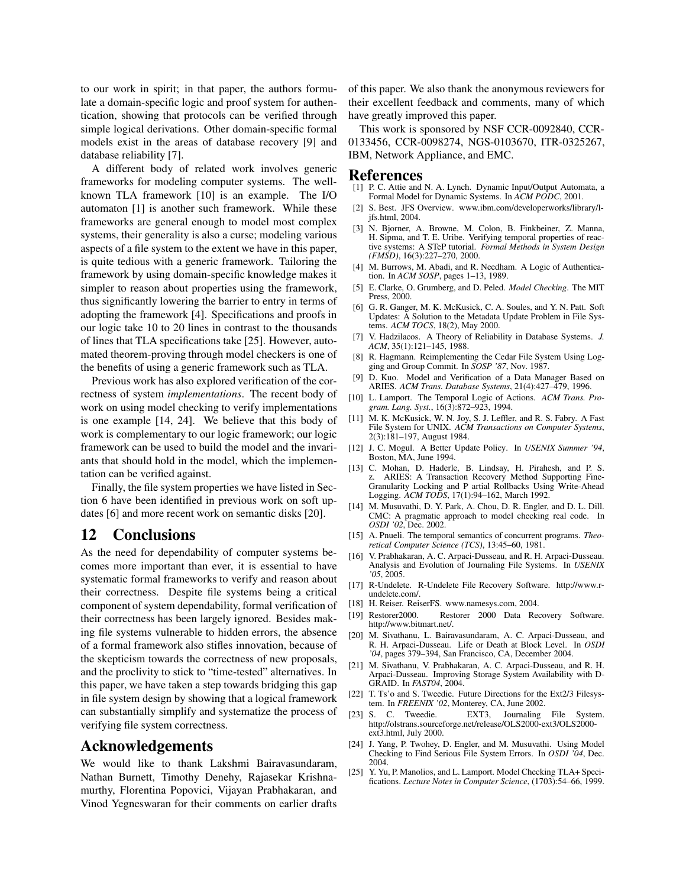to our work in spirit; in that paper, the authors formulate a domain-specific logic and proof system for authentication, showing that protocols can be verified through simple logical derivations. Other domain-specific formal models exist in the areas of database recovery [9] and database reliability [7].

A different body of related work involves generic frameworks for modeling computer systems. The well-known TLA framework [10] is an example. The I/O automaton [1] is another such framework. While these frameworks are general enough to model most complex systems, their generality is also a curse; modeling various aspects of a file system to the extent we have in this paper, is quite tedious with a generic framework. Tailoring the framework by using domain-specific knowledge makes it simpler to reason about properties using the framework, thus significantly lowering the barrier to entry in terms of adopting the framework [4]. Specifications and proofs in our logic take 10 to 20 lines in contrast to the thousands of lines that TLA specifications take [25]. However, automated theorem-proving through model checkers is one of the benefits of using a generic framework such as TLA.

Previous work has also explored verification of the correctness of system *implementations*. The recent body of work on using model checking to verify implementations is one example [14, 24]. We believe that this body of work is complementary to our logic framework; our logic framework can be used to build the model and the invariants that should hold in the model, which the implementation can be verified against.

Finally, the file system properties we have listed in Section 6 have been identified in previous work on soft updates [6] and more recent work on semantic disks [20].

## 12 Conclusions

As the need for dependability of computer systems becomes more important than ever, it is essential to have systematic formal frameworks to verify and reason about their correctness. Despite file systems being a critical component of system dependability, formal verification of their correctness has been largely ignored. Besides making file systems vulnerable to hidden errors, the absence of a formal framework also stifles innovation, because of the skepticism towards the correctness of new proposals, and the proclivity to stick to "time-tested" alternatives. In this paper, we have taken a step towards bridging this gap in file system design by showing that a logical framework can substantially simplify and systematize the process of verifying file system correctness.

## Acknowledgements

We would like to thank Lakshmi Bairavasundaram, Nathan Burnett, Timothy Denehy, Rajasekar Krishnamurthy, Florentina Popovici, Vijayan Prabhakaran, and Vinod Yegneswaran for their comments on earlier drafts of this paper. We also thank the anonymous reviewers for their excellent feedback and comments, many of which have greatly improved this paper.

This work is sponsored by NSF CCR-0092840, CCR-0133456, CCR-0098274, NGS-0103670, ITR-0325267, IBM, Network Appliance, and EMC.

## References

[1] P. C. Attie and N. A. Lynch. Dynamic Input/Output Automata, a Formal Model for Dynamic Systems. In *ACM PODC*, 2001.

[2] S. Best. JFS Overview. www.ibm.com/developerworks/library/l-jfs.html, 2004.

[3] N. Bjorner, A. Browne, M. Colon, B. Finkbeiner, Z. Manna, H. Sipma, and T. E. Uribe. Verifying temporal properties of reactive systems: A STeP tutorial. *Formal Methods in System Design (FMSD)*, 16(3):227–270, 2000.

[4] M. Burrows, M. Abadi, and R. Needham. A Logic of Authentication. In *ACM SOSP*, pages 1–13, 1989.

[5] E. Clarke, O. Grumberg, and D. Peled. *Model Checking*. The MIT Press, 2000.

[6] G. R. Ganger, M. K. McKusick, C. A. Soules, and Y. N. Patt. Soft Updates: A Solution to the Metadata Update Problem in File Systems. *ACM TOCS*, 18(2), May 2000.

[7] V. Hadzilacos. A Theory of Reliability in Database Systems. *J. ACM*, 35(1):121–145, 1988.

[8] R. Hagmann. Reimplementing the Cedar File System Using Logging and Group Commit. In *SOSP '87*, Nov. 1987.

[9] D. Kuo. Model and Verification of a Data Manager Based on ARIES. *ACM Trans. Database Systems*, 21(4):427–479, 1996.

[10] L. Lamport. The Temporal Logic of Actions. *ACM Trans. Program. Lang. Syst.*, 16(3):872–923, 1994.

[11] M. K. McKusick, W. N. Joy, S. J. Leffler, and R. S. Fabry. A Fast File System for UNIX. *ACM Transactions on Computer Systems*, 2(3):181–197, August 1984.

[12] J. C. Mogul. A Better Update Policy. In *USENIX Summer '94*, Boston, MA, June 1994.

[13] C. Mohan, D. Haderle, B. Lindsay, H. Pirahesh, and P. S. z. ARIES: A Transaction Recovery Method Supporting Fine-Granularity Locking and P artial Rollbacks Using Write-Ahead Logging. *ACM TODS*, 17(1):94–162, March 1992.

[14] M. Musuvathi, D. Y. Park, A. Chou, D. R. Engler, and D. L. Dill. CMC: A pragmatic approach to model checking real code. In *OSDI '02*, Dec. 2002.

[15] A. Pnueli. The temporal semantics of concurrent programs. *Theoretical Computer Science (TCS)*, 13:45–60, 1981.

[16] V. Prabhakaran, A. C. Arpaci-Dusseau, and R. H. Arpaci-Dusseau. Analysis and Evolution of Journaling File Systems. In *USENIX '05*, 2005.

[17] R-Undelete. R-Undelete File Recovery Software. http://www.r-undelete.com/.

[18] H. Reiser. ReiserFS. www.namesys.com, 2004.

[19] Restorer2000. Restorer 2000 Data Recovery Software. http://www.bitmart.net/.

[20] M. Sivathanu, L. Bairavasundaram, A. C. Arpaci-Dusseau, and R. H. Arpaci-Dusseau. Life or Death at Block Level. In *OSDI '04*, pages 379–394, San Francisco, CA, December 2004.

[21] M. Sivathanu, V. Prabhakaran, A. C. Arpaci-Dusseau, and R. H. Arpaci-Dusseau. Improving Storage System Availability with D-GRAID. In *FAST04*, 2004.

[22] T. Ts'o and S. Tweedie. Future Directions for the Ext2/3 Filesystem. In *FREENIX '02*, Monterey, CA, June 2002.

[23] S. C. Tweedie. EXT3, Journaling File System. http://olstrans.sourceforge.net/release/OLS2000-ext3/OLS2000-ext3.html, July 2000.

[24] J. Yang, P. Twohey, D. Engler, and M. Musuvathi. Using Model Checking to Find Serious File System Errors. In *OSDI '04*, Dec. 2004.

[25] Y. Yu, P. Manolios, and L. Lamport. Model Checking TLA+ Specifications. *Lecture Notes in Computer Science*, (1703):54–66, 1999.